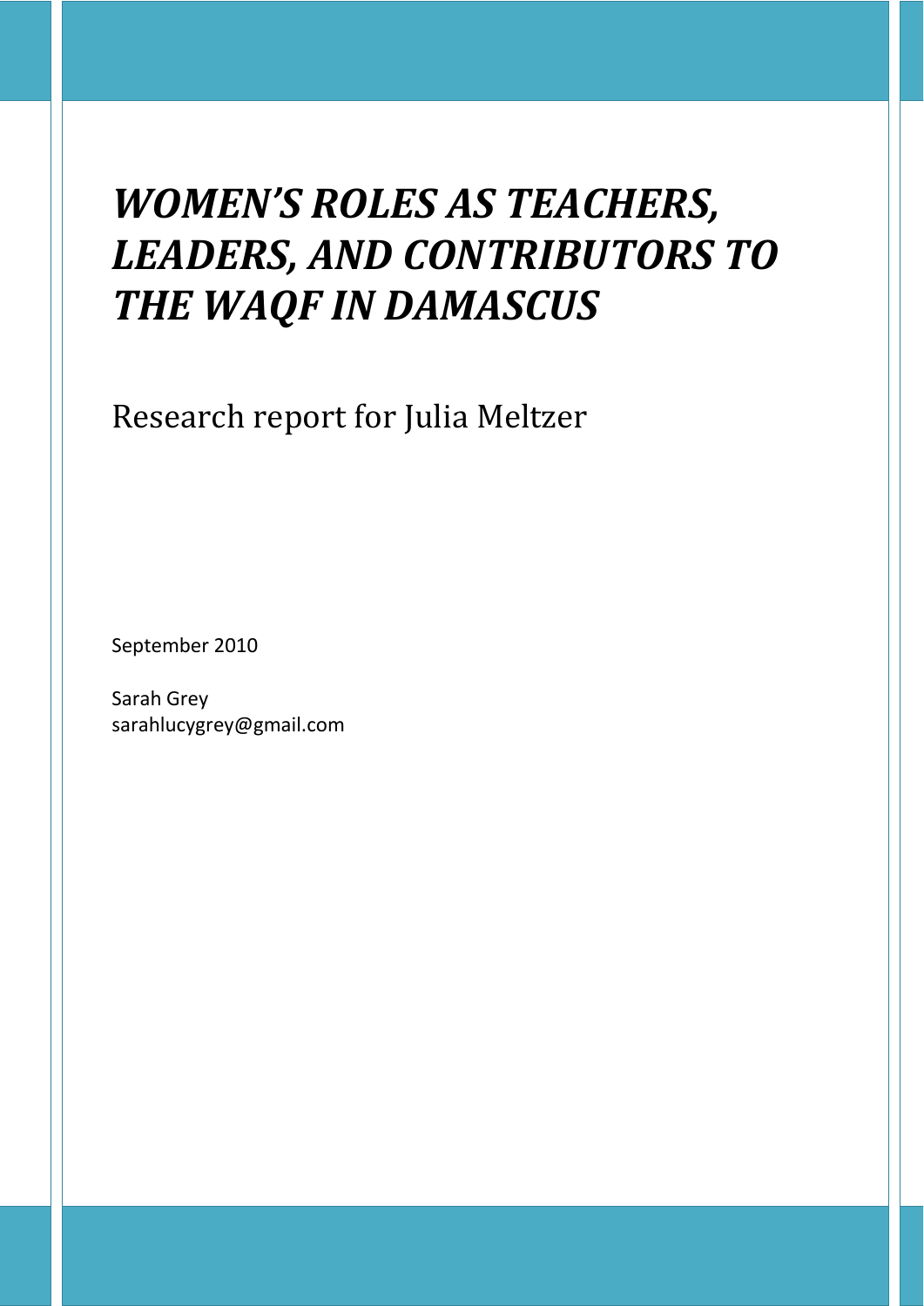# *WOMEN'S ROLES AS TEACHERS, LEADERS, AND CONTRIBUTORS TO THE WAQF IN DAMASCUS*

Research report for Julia Meltzer

September 2010

Sarah Grey
sarahlucygrey@gmail.com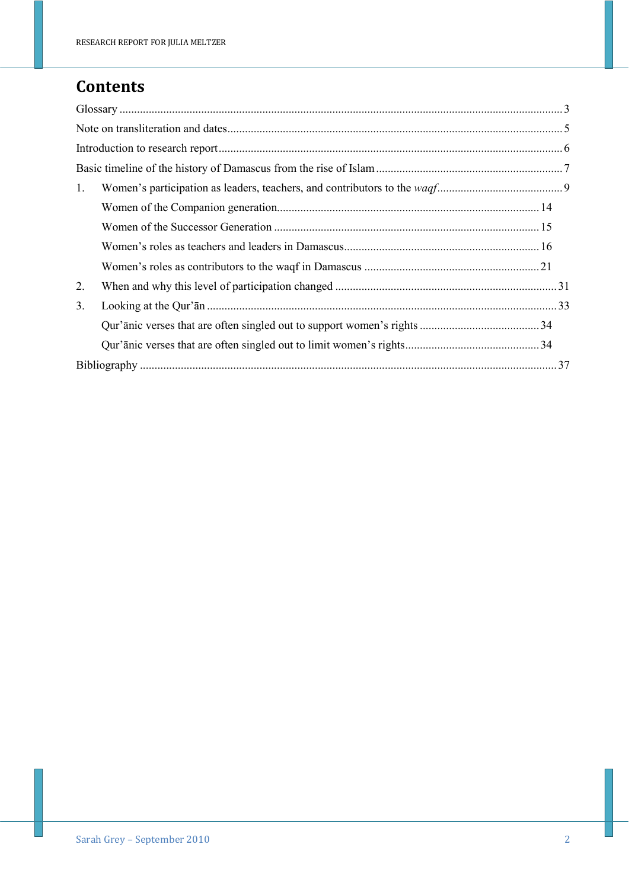# Contents

Glossary ........................................................................ 3

Note on transliteration and dates ........................................................................ 5

Introduction to research report ........................................................................ 6

Basic timeline of the history of Damascus from the rise of Islam ........................................................................ 7

1. Women's participation as leaders, teachers, and contributors to the *waqf* ........................................................................ 9
   - Women of the Companion generation ........................................................................ 14
   - Women of the Successor Generation ........................................................................ 15
   - Women's roles as teachers and leaders in Damascus ........................................................................ 16
   - Women's roles as contributors to the waqf in Damascus ........................................................................ 21
2. When and why this level of participation changed ........................................................................ 31
3. Looking at the Qur'ān ........................................................................ 33
   - Qur'ānic verses that are often singled out to support women's rights ........................................................................ 34
   - Qur'ānic verses that are often singled out to limit women's rights ........................................................................ 34

Bibliography ........................................................................ 37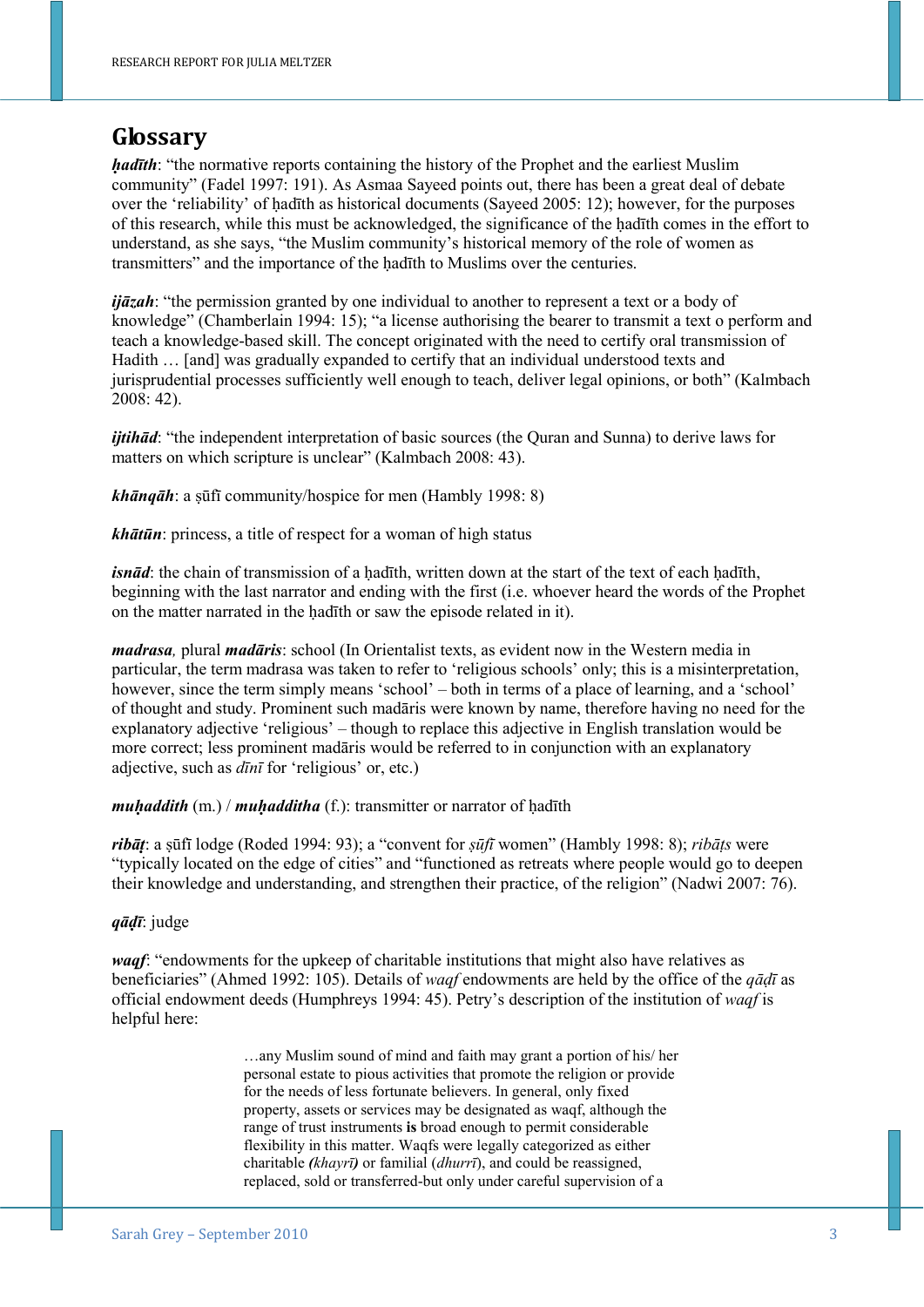# Glossary

***ḥadīth***: "the normative reports containing the history of the Prophet and the earliest Muslim community" (Fadel 1997: 191). As Asmaa Sayeed points out, there has been a great deal of debate over the 'reliability' of ḥadīth as historical documents (Sayeed 2005: 12); however, for the purposes of this research, while this must be acknowledged, the significance of the ḥadīth comes in the effort to understand, as she says, "the Muslim community's historical memory of the role of women as transmitters" and the importance of the ḥadīth to Muslims over the centuries.

***ijāzah***: "the permission granted by one individual to another to represent a text or a body of knowledge" (Chamberlain 1994: 15); "a license authorising the bearer to transmit a text o perform and teach a knowledge-based skill. The concept originated with the need to certify oral transmission of Hadith … [and] was gradually expanded to certify that an individual understood texts and jurisprudential processes sufficiently well enough to teach, deliver legal opinions, or both" (Kalmbach 2008: 42).

***ijtihād***: "the independent interpretation of basic sources (the Quran and Sunna) to derive laws for matters on which scripture is unclear" (Kalmbach 2008: 43).

***khānqāh***: a ṣūfī community/hospice for men (Hambly 1998: 8)

***khātūn***: princess, a title of respect for a woman of high status

***isnād***: the chain of transmission of a ḥadīth, written down at the start of the text of each ḥadīth, beginning with the last narrator and ending with the first (i.e. whoever heard the words of the Prophet on the matter narrated in the ḥadīth or saw the episode related in it).

***madrasa****,* plural ***madāris***: school (In Orientalist texts, as evident now in the Western media in particular, the term madrasa was taken to refer to 'religious schools' only; this is a misinterpretation, however, since the term simply means 'school' – both in terms of a place of learning, and a 'school' of thought and study. Prominent such madāris were known by name, therefore having no need for the explanatory adjective 'religious' – though to replace this adjective in English translation would be more correct; less prominent madāris would be referred to in conjunction with an explanatory adjective, such as *dīnī* for 'religious' or, etc.)

***muḥaddith*** (m.) / ***muḥadditha*** (f.): transmitter or narrator of ḥadīth

***ribāṭ***: a ṣūfī lodge (Roded 1994: 93); a "convent for *ṣūfī* women" (Hambly 1998: 8); *ribāṭs* were "typically located on the edge of cities" and "functioned as retreats where people would go to deepen their knowledge and understanding, and strengthen their practice, of the religion" (Nadwi 2007: 76).

***qāḍī***: judge

***waqf***: "endowments for the upkeep of charitable institutions that might also have relatives as beneficiaries" (Ahmed 1992: 105). Details of *waqf* endowments are held by the office of the *qāḍī* as official endowment deeds (Humphreys 1994: 45). Petry's description of the institution of *waqf* is helpful here:

> …any Muslim sound of mind and faith may grant a portion of his/ her personal estate to pious activities that promote the religion or provide for the needs of less fortunate believers. In general, only fixed property, assets or services may be designated as waqf, although the range of trust instruments **is** broad enough to permit considerable flexibility in this matter. Waqfs were legally categorized as either charitable ***(****khayrī****)*** or familial (*dhurrī*), and could be reassigned, replaced, sold or transferred-but only under careful supervision of a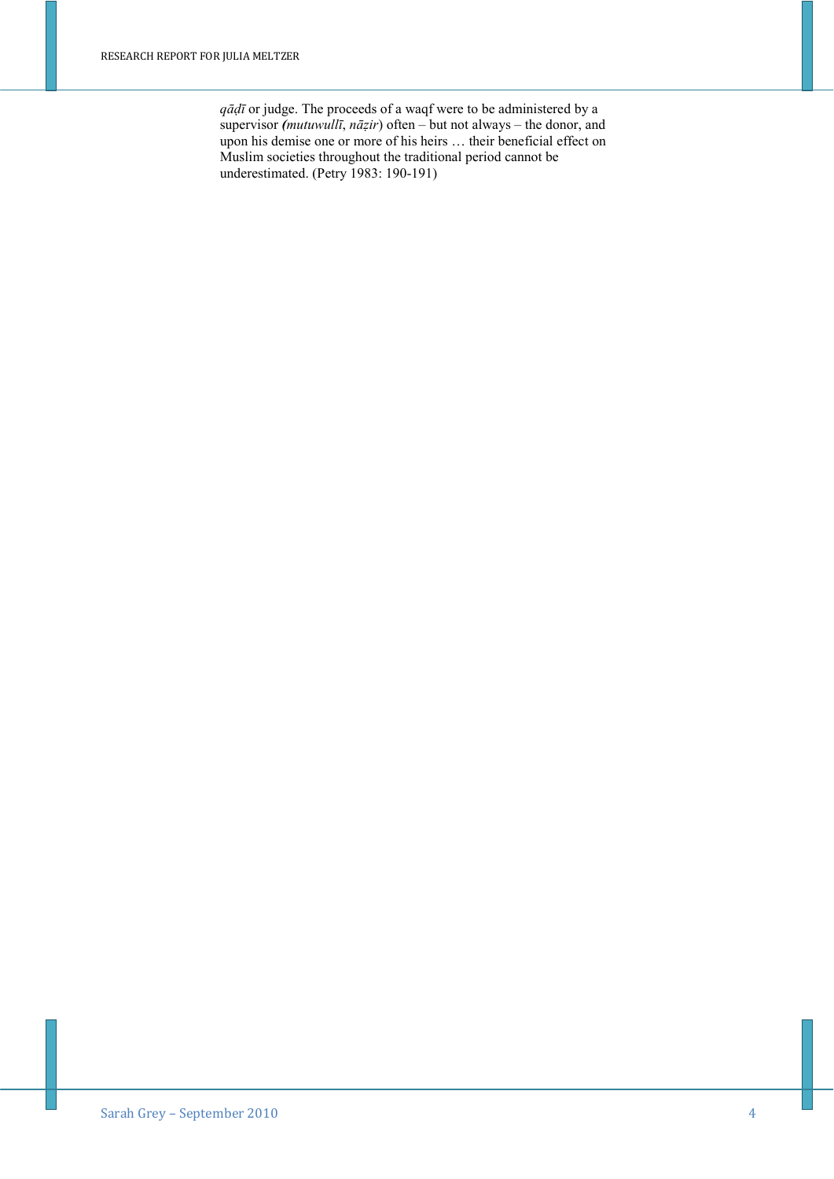*qāḍī* or judge. The proceeds of a waqf were to be administered by a supervisor ***(****mutuwullī*, *nāẓir*) often – but not always – the donor, and upon his demise one or more of his heirs … their beneficial effect on Muslim societies throughout the traditional period cannot be underestimated. (Petry 1983: 190-191)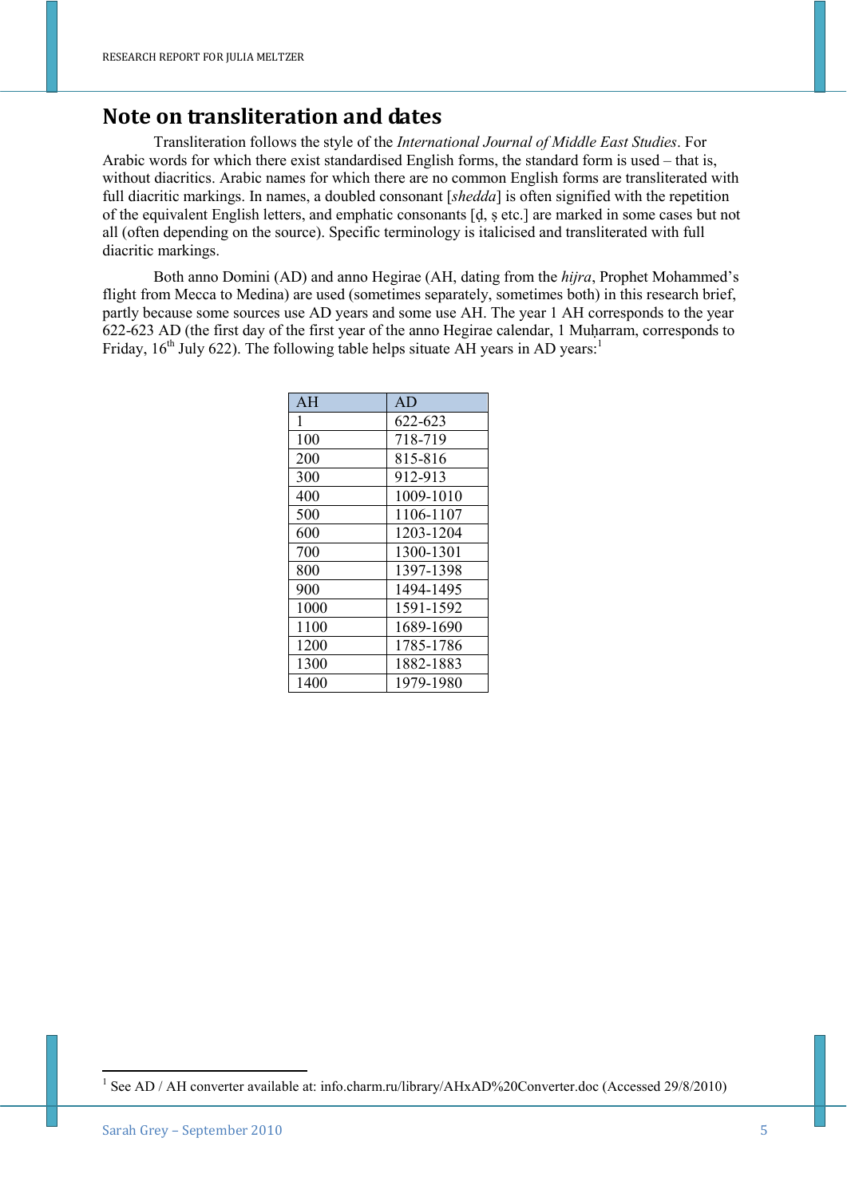# Note on transliteration and dates

Transliteration follows the style of the *International Journal of Middle East Studies*. For Arabic words for which there exist standardised English forms, the standard form is used – that is, without diacritics. Arabic names for which there are no common English forms are transliterated with full diacritic markings. In names, a doubled consonant [*shedda*] is often signified with the repetition of the equivalent English letters, and emphatic consonants [ḍ, ṣ etc.] are marked in some cases but not all (often depending on the source). Specific terminology is italicised and transliterated with full diacritic markings.

Both anno Domini (AD) and anno Hegirae (AH, dating from the *hijra*, Prophet Mohammed's flight from Mecca to Medina) are used (sometimes separately, sometimes both) in this research brief, partly because some sources use AD years and some use AH. The year 1 AH corresponds to the year 622-623 AD (the first day of the first year of the anno Hegirae calendar, 1 Muḥarram, corresponds to Friday, 16th July 622). The following table helps situate AH years in AD years:[1]

| AH | AD |
|---|---|
| 1 | 622-623 |
| 100 | 718-719 |
| 200 | 815-816 |
| 300 | 912-913 |
| 400 | 1009-1010 |
| 500 | 1106-1107 |
| 600 | 1203-1204 |
| 700 | 1300-1301 |
| 800 | 1397-1398 |
| 900 | 1494-1495 |
| 1000 | 1591-1592 |
| 1100 | 1689-1690 |
| 1200 | 1785-1786 |
| 1300 | 1882-1883 |
| 1400 | 1979-1980 |

[1] See AD / AH converter available at: info.charm.ru/library/AHxAD%20Converter.doc (Accessed 29/8/2010)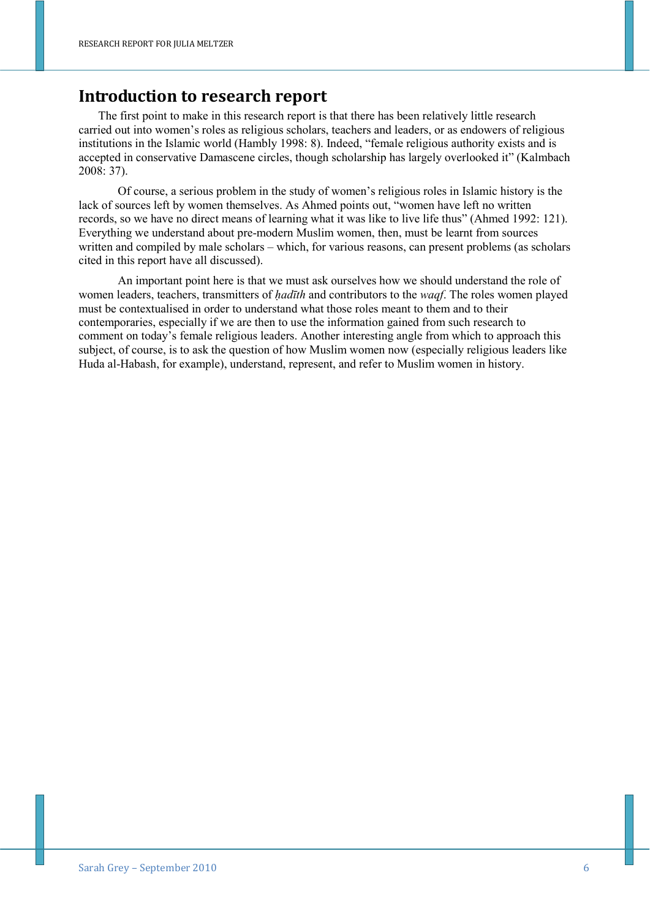# Introduction to research report

The first point to make in this research report is that there has been relatively little research carried out into women's roles as religious scholars, teachers and leaders, or as endowers of religious institutions in the Islamic world (Hambly 1998: 8). Indeed, "female religious authority exists and is accepted in conservative Damascene circles, though scholarship has largely overlooked it" (Kalmbach 2008: 37).

Of course, a serious problem in the study of women's religious roles in Islamic history is the lack of sources left by women themselves. As Ahmed points out, "women have left no written records, so we have no direct means of learning what it was like to live life thus" (Ahmed 1992: 121). Everything we understand about pre-modern Muslim women, then, must be learnt from sources written and compiled by male scholars – which, for various reasons, can present problems (as scholars cited in this report have all discussed).

An important point here is that we must ask ourselves how we should understand the role of women leaders, teachers, transmitters of *ḥadīth* and contributors to the *waqf*. The roles women played must be contextualised in order to understand what those roles meant to them and to their contemporaries, especially if we are then to use the information gained from such research to comment on today's female religious leaders. Another interesting angle from which to approach this subject, of course, is to ask the question of how Muslim women now (especially religious leaders like Huda al-Habash, for example), understand, represent, and refer to Muslim women in history.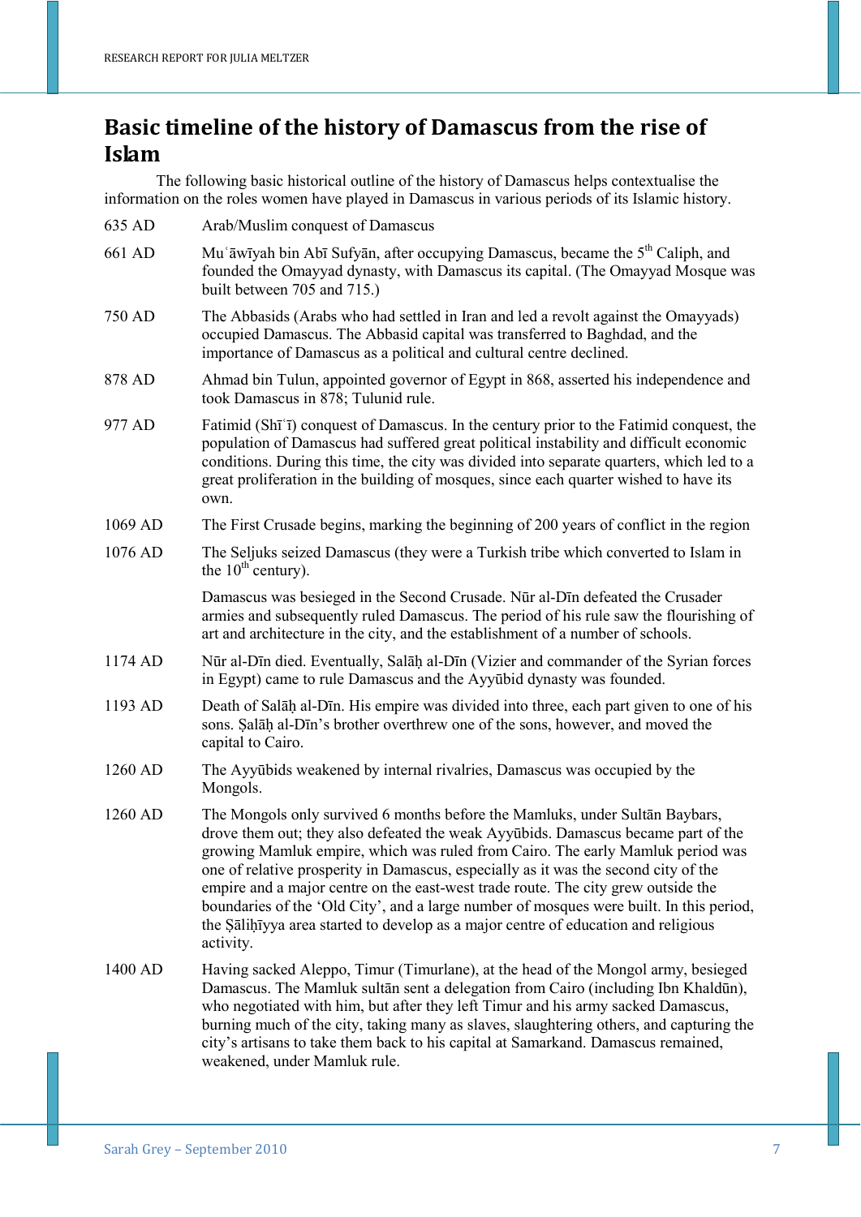# Basic timeline of the history of Damascus from the rise of Islam

The following basic historical outline of the history of Damascus helps contextualise the information on the roles women have played in Damascus in various periods of its Islamic history.

| | |
|---|---|
| 635 AD | Arab/Muslim conquest of Damascus |
| 661 AD | Muʿāwīyah bin Abī Sufyān, after occupying Damascus, became the 5th Caliph, and founded the Omayyad dynasty, with Damascus its capital. (The Omayyad Mosque was built between 705 and 715.) |
| 750 AD | The Abbasids (Arabs who had settled in Iran and led a revolt against the Omayyads) occupied Damascus. The Abbasid capital was transferred to Baghdad, and the importance of Damascus as a political and cultural centre declined. |
| 878 AD | Ahmad bin Tulun, appointed governor of Egypt in 868, asserted his independence and took Damascus in 878; Tulunid rule. |
| 977 AD | Fatimid (Shīʿī) conquest of Damascus. In the century prior to the Fatimid conquest, the population of Damascus had suffered great political instability and difficult economic conditions. During this time, the city was divided into separate quarters, which led to a great proliferation in the building of mosques, since each quarter wished to have its own. |
| 1069 AD | The First Crusade begins, marking the beginning of 200 years of conflict in the region |
| 1076 AD | The Seljuks seized Damascus (they were a Turkish tribe which converted to Islam in the 10th century). |
| | Damascus was besieged in the Second Crusade. Nūr al-Dīn defeated the Crusader armies and subsequently ruled Damascus. The period of his rule saw the flourishing of art and architecture in the city, and the establishment of a number of schools. |
| 1174 AD | Nūr al-Dīn died. Eventually, Salāḥ al-Dīn (Vizier and commander of the Syrian forces in Egypt) came to rule Damascus and the Ayyūbid dynasty was founded. |
| 1193 AD | Death of Salāḥ al-Dīn. His empire was divided into three, each part given to one of his sons. Ṣalāḥ al-Dīn's brother overthrew one of the sons, however, and moved the capital to Cairo. |
| 1260 AD | The Ayyūbids weakened by internal rivalries, Damascus was occupied by the Mongols. |
| 1260 AD | The Mongols only survived 6 months before the Mamluks, under Sultān Baybars, drove them out; they also defeated the weak Ayyūbids. Damascus became part of the growing Mamluk empire, which was ruled from Cairo. The early Mamluk period was one of relative prosperity in Damascus, especially as it was the second city of the empire and a major centre on the east-west trade route. The city grew outside the boundaries of the 'Old City', and a large number of mosques were built. In this period, the Ṣāliḥīyya area started to develop as a major centre of education and religious activity. |
| 1400 AD | Having sacked Aleppo, Timur (Timurlane), at the head of the Mongol army, besieged Damascus. The Mamluk sultān sent a delegation from Cairo (including Ibn Khaldūn), who negotiated with him, but after they left Timur and his army sacked Damascus, burning much of the city, taking many as slaves, slaughtering others, and capturing the city's artisans to take them back to his capital at Samarkand. Damascus remained, weakened, under Mamluk rule. |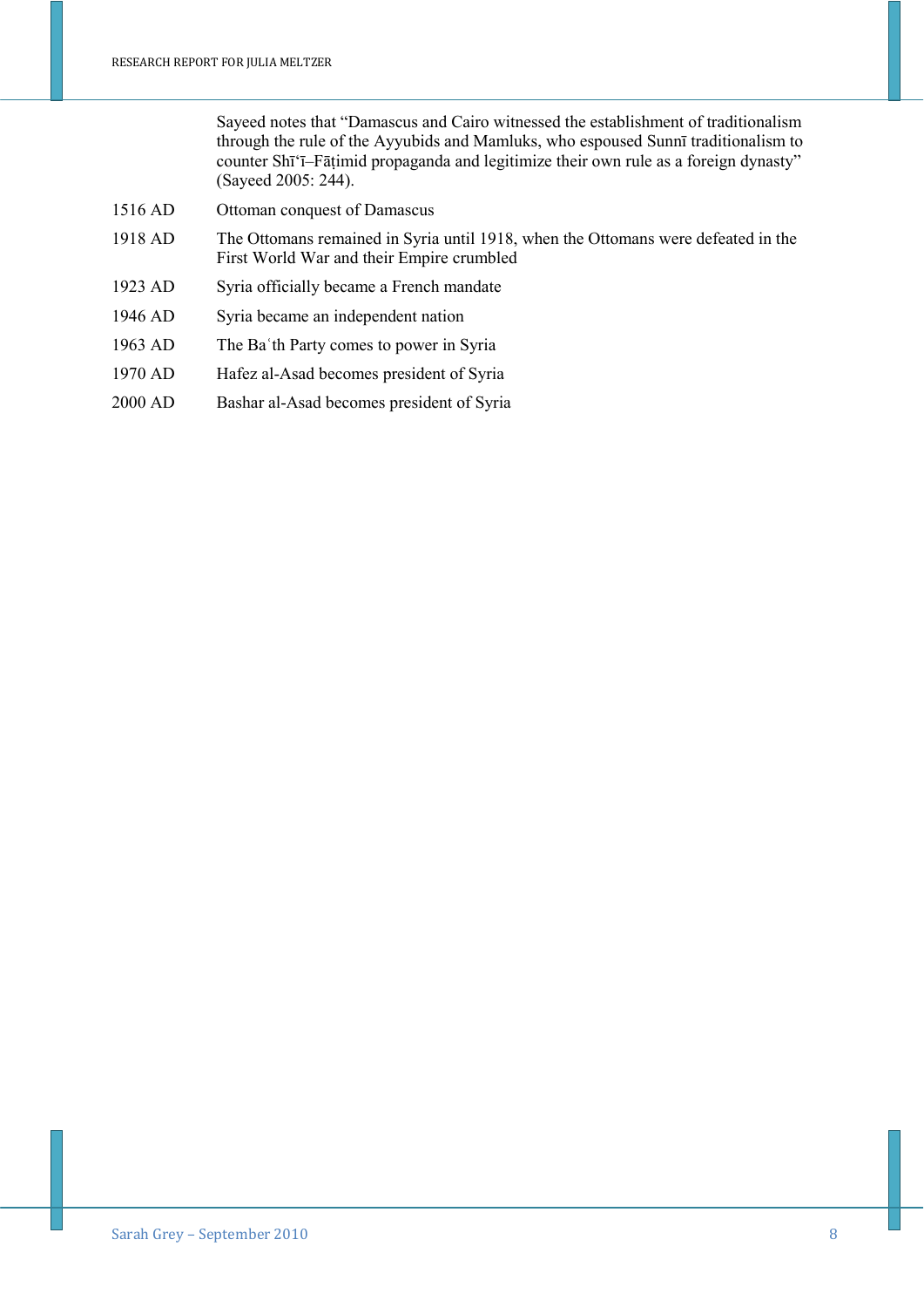Sayeed notes that "Damascus and Cairo witnessed the establishment of traditionalism through the rule of the Ayyubids and Mamluks, who espoused Sunnī traditionalism to counter Shī'ī–Fāṭimid propaganda and legitimize their own rule as a foreign dynasty" (Sayeed 2005: 244).

| | |
|---|---|
| 1516 AD | Ottoman conquest of Damascus |
| 1918 AD | The Ottomans remained in Syria until 1918, when the Ottomans were defeated in the First World War and their Empire crumbled |
| 1923 AD | Syria officially became a French mandate |
| 1946 AD | Syria became an independent nation |
| 1963 AD | The Baʿth Party comes to power in Syria |
| 1970 AD | Hafez al-Asad becomes president of Syria |
| 2000 AD | Bashar al-Asad becomes president of Syria |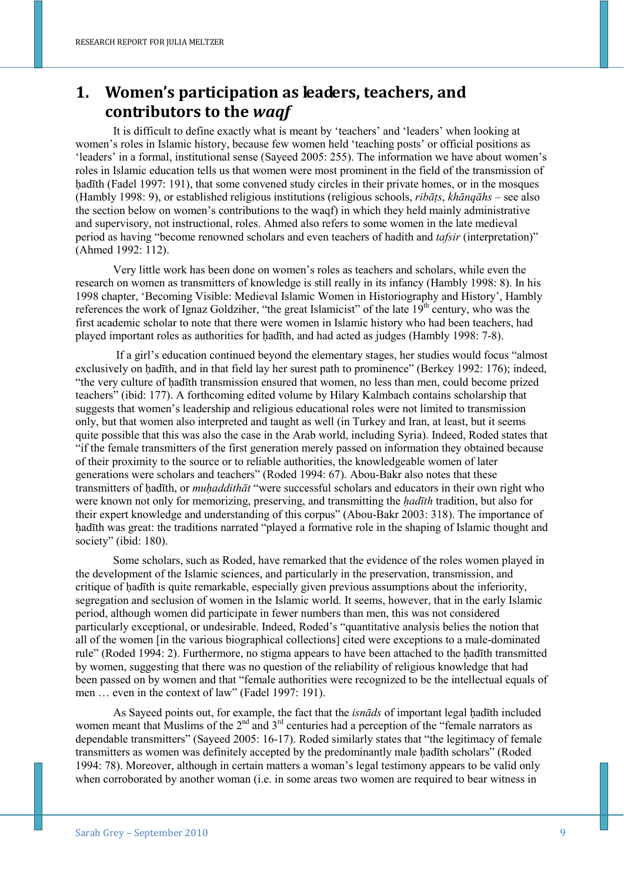# 1. Women's participation as leaders, teachers, and contributors to the *waqf*

It is difficult to define exactly what is meant by 'teachers' and 'leaders' when looking at women's roles in Islamic history, because few women held 'teaching posts' or official positions as 'leaders' in a formal, institutional sense (Sayeed 2005: 255). The information we have about women's roles in Islamic education tells us that women were most prominent in the field of the transmission of ḥadīth (Fadel 1997: 191), that some convened study circles in their private homes, or in the mosques (Hambly 1998: 9), or established religious institutions (religious schools, *ribāṭs*, *khānqāhs* – see also the section below on women's contributions to the waqf) in which they held mainly administrative and supervisory, not instructional, roles. Ahmed also refers to some women in the late medieval period as having "become renowned scholars and even teachers of hadith and *tafsir* (interpretation)" (Ahmed 1992: 112).

Very little work has been done on women's roles as teachers and scholars, while even the research on women as transmitters of knowledge is still really in its infancy (Hambly 1998: 8). In his 1998 chapter, 'Becoming Visible: Medieval Islamic Women in Historiography and History', Hambly references the work of Ignaz Goldziher, "the great Islamicist" of the late 19th century, who was the first academic scholar to note that there were women in Islamic history who had been teachers, had played important roles as authorities for ḥadīth, and had acted as judges (Hambly 1998: 7-8).

If a girl's education continued beyond the elementary stages, her studies would focus "almost exclusively on ḥadīth, and in that field lay her surest path to prominence" (Berkey 1992: 176); indeed, "the very culture of ḥadīth transmission ensured that women, no less than men, could become prized teachers" (ibid: 177). A forthcoming edited volume by Hilary Kalmbach contains scholarship that suggests that women's leadership and religious educational roles were not limited to transmission only, but that women also interpreted and taught as well (in Turkey and Iran, at least, but it seems quite possible that this was also the case in the Arab world, including Syria). Indeed, Roded states that "if the female transmitters of the first generation merely passed on information they obtained because of their proximity to the source or to reliable authorities, the knowledgeable women of later generations were scholars and teachers" (Roded 1994: 67). Abou-Bakr also notes that these transmitters of ḥadīth, or *muḥaddithāt* "were successful scholars and educators in their own right who were known not only for memorizing, preserving, and transmitting the *ḥadīth* tradition, but also for their expert knowledge and understanding of this corpus" (Abou-Bakr 2003: 318). The importance of ḥadīth was great: the traditions narrated "played a formative role in the shaping of Islamic thought and society" (ibid: 180).

Some scholars, such as Roded, have remarked that the evidence of the roles women played in the development of the Islamic sciences, and particularly in the preservation, transmission, and critique of ḥadīth is quite remarkable, especially given previous assumptions about the inferiority, segregation and seclusion of women in the Islamic world. It seems, however, that in the early Islamic period, although women did participate in fewer numbers than men, this was not considered particularly exceptional, or undesirable. Indeed, Roded's "quantitative analysis belies the notion that all of the women [in the various biographical collections] cited were exceptions to a male-dominated rule" (Roded 1994: 2). Furthermore, no stigma appears to have been attached to the ḥadīth transmitted by women, suggesting that there was no question of the reliability of religious knowledge that had been passed on by women and that "female authorities were recognized to be the intellectual equals of men … even in the context of law" (Fadel 1997: 191).

As Sayeed points out, for example, the fact that the *isnāds* of important legal ḥadīth included women meant that Muslims of the 2nd and 3rd centuries had a perception of the "female narrators as dependable transmitters" (Sayeed 2005: 16-17). Roded similarly states that "the legitimacy of female transmitters as women was definitely accepted by the predominantly male ḥadīth scholars" (Roded 1994: 78). Moreover, although in certain matters a woman's legal testimony appears to be valid only when corroborated by another woman (i.e. in some areas two women are required to bear witness in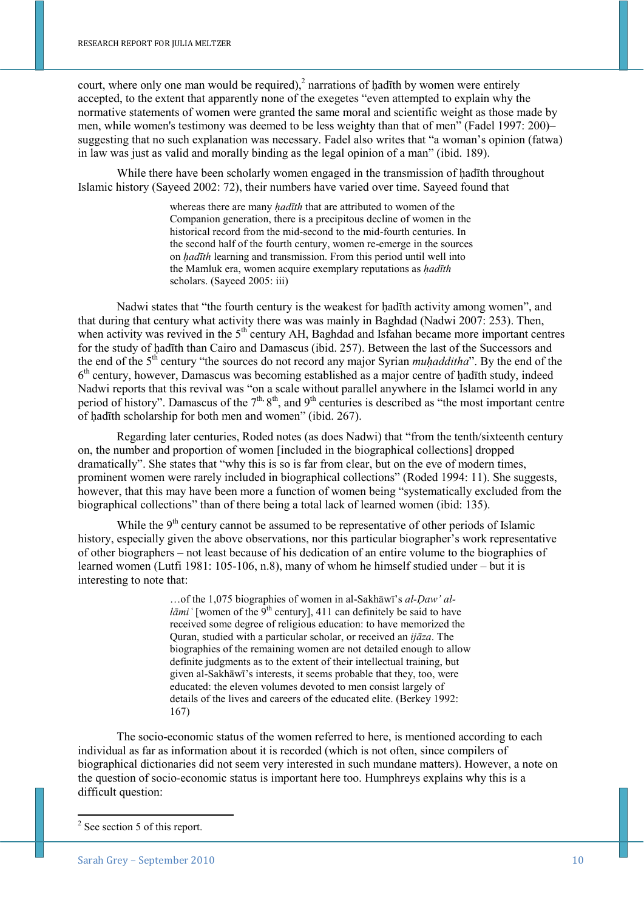court, where only one man would be required),[2] narrations of ḥadīth by women were entirely accepted, to the extent that apparently none of the exegetes "even attempted to explain why the normative statements of women were granted the same moral and scientific weight as those made by men, while women's testimony was deemed to be less weighty than that of men" (Fadel 1997: 200)– suggesting that no such explanation was necessary. Fadel also writes that "a woman's opinion (fatwa) in law was just as valid and morally binding as the legal opinion of a man" (ibid. 189).

While there have been scholarly women engaged in the transmission of ḥadīth throughout Islamic history (Sayeed 2002: 72), their numbers have varied over time. Sayeed found that

> whereas there are many *ḥadīth* that are attributed to women of the Companion generation, there is a precipitous decline of women in the historical record from the mid-second to the mid-fourth centuries. In the second half of the fourth century, women re-emerge in the sources on *ḥadīth* learning and transmission. From this period until well into the Mamluk era, women acquire exemplary reputations as *ḥadīth* scholars. (Sayeed 2005: iii)

Nadwi states that "the fourth century is the weakest for ḥadīth activity among women", and that during that century what activity there was was mainly in Baghdad (Nadwi 2007: 253). Then, when activity was revived in the 5th century AH, Baghdad and Isfahan became more important centres for the study of ḥadīth than Cairo and Damascus (ibid. 257). Between the last of the Successors and the end of the 5th century "the sources do not record any major Syrian *muḥadditha*". By the end of the 6th century, however, Damascus was becoming established as a major centre of ḥadīth study, indeed Nadwi reports that this revival was "on a scale without parallel anywhere in the Islamci world in any period of history". Damascus of the 7th, 8th, and 9th centuries is described as "the most important centre of ḥadīth scholarship for both men and women" (ibid. 267).

Regarding later centuries, Roded notes (as does Nadwi) that "from the tenth/sixteenth century on, the number and proportion of women [included in the biographical collections] dropped dramatically". She states that "why this is so is far from clear, but on the eve of modern times, prominent women were rarely included in biographical collections" (Roded 1994: 11). She suggests, however, that this may have been more a function of women being "systematically excluded from the biographical collections" than of there being a total lack of learned women (ibid: 135).

While the 9th century cannot be assumed to be representative of other periods of Islamic history, especially given the above observations, nor this particular biographer's work representative of other biographers – not least because of his dedication of an entire volume to the biographies of learned women (Lutfi 1981: 105-106, n.8), many of whom he himself studied under – but it is interesting to note that:

> …of the 1,075 biographies of women in al-Sakhāwī's *al-Ḍaw' al-lāmiʿ* [women of the 9th century], 411 can definitely be said to have received some degree of religious education: to have memorized the Quran, studied with a particular scholar, or received an *ijāza*. The biographies of the remaining women are not detailed enough to allow definite judgments as to the extent of their intellectual training, but given al-Sakhāwī's interests, it seems probable that they, too, were educated: the eleven volumes devoted to men consist largely of details of the lives and careers of the educated elite. (Berkey 1992: 167)

The socio-economic status of the women referred to here, is mentioned according to each individual as far as information about it is recorded (which is not often, since compilers of biographical dictionaries did not seem very interested in such mundane matters). However, a note on the question of socio-economic status is important here too. Humphreys explains why this is a difficult question:

---

[2] See section 5 of this report.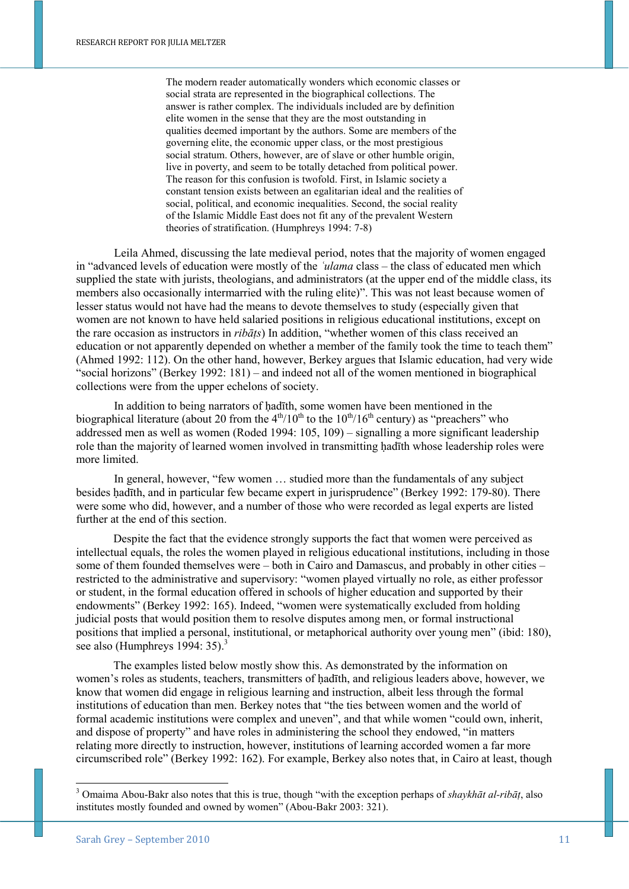> The modern reader automatically wonders which economic classes or social strata are represented in the biographical collections. The answer is rather complex. The individuals included are by definition elite women in the sense that they are the most outstanding in qualities deemed important by the authors. Some are members of the governing elite, the economic upper class, or the most prestigious social stratum. Others, however, are of slave or other humble origin, live in poverty, and seem to be totally detached from political power. The reason for this confusion is twofold. First, in Islamic society a constant tension exists between an egalitarian ideal and the realities of social, political, and economic inequalities. Second, the social reality of the Islamic Middle East does not fit any of the prevalent Western theories of stratification. (Humphreys 1994: 7-8)

Leila Ahmed, discussing the late medieval period, notes that the majority of women engaged in "advanced levels of education were mostly of the *'ulama* class – the class of educated men which supplied the state with jurists, theologians, and administrators (at the upper end of the middle class, its members also occasionally intermarried with the ruling elite)". This was not least because women of lesser status would not have had the means to devote themselves to study (especially given that women are not known to have held salaried positions in religious educational institutions, except on the rare occasion as instructors in *ribāṭs*) In addition, "whether women of this class received an education or not apparently depended on whether a member of the family took the time to teach them" (Ahmed 1992: 112). On the other hand, however, Berkey argues that Islamic education, had very wide "social horizons" (Berkey 1992: 181) – and indeed not all of the women mentioned in biographical collections were from the upper echelons of society.

In addition to being narrators of ḥadīth, some women have been mentioned in the biographical literature (about 20 from the 4th/10th to the 10th/16th century) as "preachers" who addressed men as well as women (Roded 1994: 105, 109) – signalling a more significant leadership role than the majority of learned women involved in transmitting ḥadīth whose leadership roles were more limited.

In general, however, "few women … studied more than the fundamentals of any subject besides ḥadīth, and in particular few became expert in jurisprudence" (Berkey 1992: 179-80). There were some who did, however, and a number of those who were recorded as legal experts are listed further at the end of this section.

Despite the fact that the evidence strongly supports the fact that women were perceived as intellectual equals, the roles the women played in religious educational institutions, including in those some of them founded themselves were – both in Cairo and Damascus, and probably in other cities – restricted to the administrative and supervisory: "women played virtually no role, as either professor or student, in the formal education offered in schools of higher education and supported by their endowments" (Berkey 1992: 165). Indeed, "women were systematically excluded from holding judicial posts that would position them to resolve disputes among men, or formal instructional positions that implied a personal, institutional, or metaphorical authority over young men" (ibid: 180), see also (Humphreys 1994: 35).[3]

The examples listed below mostly show this. As demonstrated by the information on women's roles as students, teachers, transmitters of ḥadīth, and religious leaders above, however, we know that women did engage in religious learning and instruction, albeit less through the formal institutions of education than men. Berkey notes that "the ties between women and the world of formal academic institutions were complex and uneven", and that while women "could own, inherit, and dispose of property" and have roles in administering the school they endowed, "in matters relating more directly to instruction, however, institutions of learning accorded women a far more circumscribed role" (Berkey 1992: 162). For example, Berkey also notes that, in Cairo at least, though

[3] Omaima Abou-Bakr also notes that this is true, though "with the exception perhaps of *shaykhāt al-ribāṭ*, also institutes mostly founded and owned by women" (Abou-Bakr 2003: 321).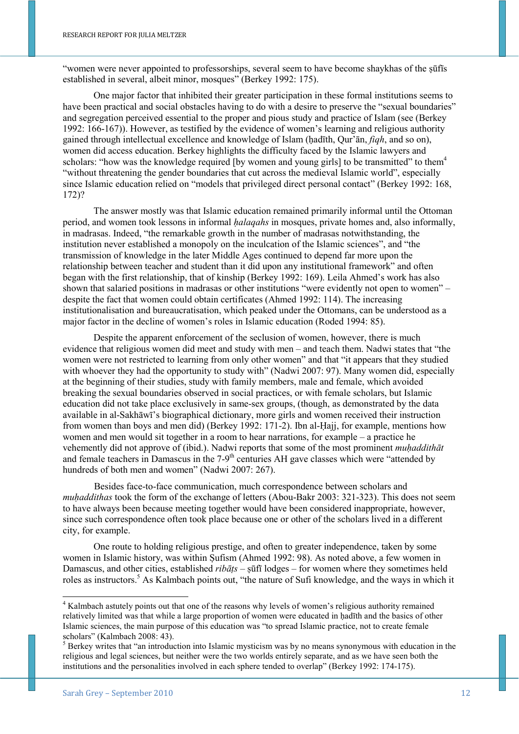"women were never appointed to professorships, several seem to have become shaykhas of the ṣūfīs established in several, albeit minor, mosques" (Berkey 1992: 175).

One major factor that inhibited their greater participation in these formal institutions seems to have been practical and social obstacles having to do with a desire to preserve the "sexual boundaries" and segregation perceived essential to the proper and pious study and practice of Islam (see (Berkey 1992: 166-167)). However, as testified by the evidence of women's learning and religious authority gained through intellectual excellence and knowledge of Islam (ḥadīth, Qur'ān, *fiqh*, and so on), women did access education. Berkey highlights the difficulty faced by the Islamic lawyers and scholars: "how was the knowledge required [by women and young girls] to be transmitted" to them[4] "without threatening the gender boundaries that cut across the medieval Islamic world", especially since Islamic education relied on "models that privileged direct personal contact" (Berkey 1992: 168, 172)?

The answer mostly was that Islamic education remained primarily informal until the Ottoman period, and women took lessons in informal *ḥalaqahs* in mosques, private homes and, also informally, in madrasas. Indeed, "the remarkable growth in the number of madrasas notwithstanding, the institution never established a monopoly on the inculcation of the Islamic sciences", and "the transmission of knowledge in the later Middle Ages continued to depend far more upon the relationship between teacher and student than it did upon any institutional framework" and often began with the first relationship, that of kinship (Berkey 1992: 169). Leila Ahmed's work has also shown that salaried positions in madrasas or other institutions "were evidently not open to women" – despite the fact that women could obtain certificates (Ahmed 1992: 114). The increasing institutionalisation and bureaucratisation, which peaked under the Ottomans, can be understood as a major factor in the decline of women's roles in Islamic education (Roded 1994: 85).

Despite the apparent enforcement of the seclusion of women, however, there is much evidence that religious women did meet and study with men – and teach them. Nadwi states that "the women were not restricted to learning from only other women" and that "it appears that they studied with whoever they had the opportunity to study with" (Nadwi 2007: 97). Many women did, especially at the beginning of their studies, study with family members, male and female, which avoided breaking the sexual boundaries observed in social practices, or with female scholars, but Islamic education did not take place exclusively in same-sex groups, (though, as demonstrated by the data available in al-Sakhāwī's biographical dictionary, more girls and women received their instruction from women than boys and men did) (Berkey 1992: 171-2). Ibn al-Ḥajj, for example, mentions how women and men would sit together in a room to hear narrations, for example – a practice he vehemently did not approve of (ibid.). Nadwi reports that some of the most prominent *muḥaddithāt* and female teachers in Damascus in the 7-9th centuries AH gave classes which were "attended by hundreds of both men and women" (Nadwi 2007: 267).

Besides face-to-face communication, much correspondence between scholars and *muḥaddithas* took the form of the exchange of letters (Abou-Bakr 2003: 321-323). This does not seem to have always been because meeting together would have been considered inappropriate, however, since such correspondence often took place because one or other of the scholars lived in a different city, for example.

One route to holding religious prestige, and often to greater independence, taken by some women in Islamic history, was within Ṣufism (Ahmed 1992: 98). As noted above, a few women in Damascus, and other cities, established *ribāṭs* – ṣūfī lodges – for women where they sometimes held roles as instructors.[5] As Kalmbach points out, "the nature of Sufi knowledge, and the ways in which it

---

[4] Kalmbach astutely points out that one of the reasons why levels of women's religious authority remained relatively limited was that while a large proportion of women were educated in ḥadīth and the basics of other Islamic sciences, the main purpose of this education was "to spread Islamic practice, not to create female scholars" (Kalmbach 2008: 43).

[5] Berkey writes that "an introduction into Islamic mysticism was by no means synonymous with education in the religious and legal sciences, but neither were the two worlds entirely separate, and as we have seen both the institutions and the personalities involved in each sphere tended to overlap" (Berkey 1992: 174-175).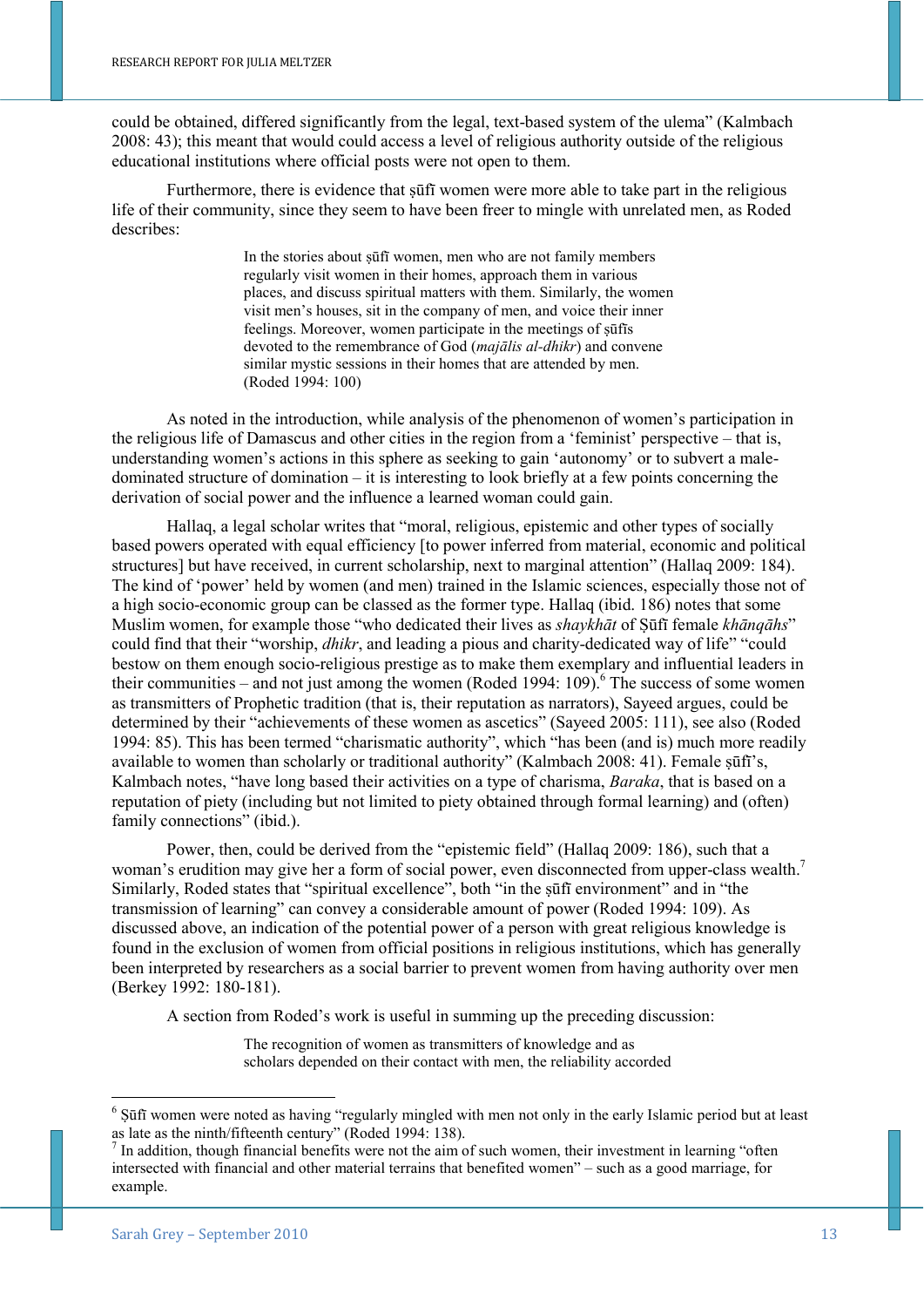could be obtained, differed significantly from the legal, text-based system of the ulema" (Kalmbach 2008: 43); this meant that would could access a level of religious authority outside of the religious educational institutions where official posts were not open to them.

Furthermore, there is evidence that ṣūfī women were more able to take part in the religious life of their community, since they seem to have been freer to mingle with unrelated men, as Roded describes:

> In the stories about ṣūfī women, men who are not family members regularly visit women in their homes, approach them in various places, and discuss spiritual matters with them. Similarly, the women visit men's houses, sit in the company of men, and voice their inner feelings. Moreover, women participate in the meetings of ṣūfīs devoted to the remembrance of God (*majālis al-dhikr*) and convene similar mystic sessions in their homes that are attended by men. (Roded 1994: 100)

As noted in the introduction, while analysis of the phenomenon of women's participation in the religious life of Damascus and other cities in the region from a 'feminist' perspective – that is, understanding women's actions in this sphere as seeking to gain 'autonomy' or to subvert a male-dominated structure of domination – it is interesting to look briefly at a few points concerning the derivation of social power and the influence a learned woman could gain.

Hallaq, a legal scholar writes that "moral, religious, epistemic and other types of socially based powers operated with equal efficiency [to power inferred from material, economic and political structures] but have received, in current scholarship, next to marginal attention" (Hallaq 2009: 184). The kind of 'power' held by women (and men) trained in the Islamic sciences, especially those not of a high socio-economic group can be classed as the former type. Hallaq (ibid. 186) notes that some Muslim women, for example those "who dedicated their lives as *shaykhāt* of Ṣūfī female *khānqāhs*" could find that their "worship, *dhikr*, and leading a pious and charity-dedicated way of life" "could bestow on them enough socio-religious prestige as to make them exemplary and influential leaders in their communities – and not just among the women (Roded 1994: 109).[6] The success of some women as transmitters of Prophetic tradition (that is, their reputation as narrators), Sayeed argues, could be determined by their "achievements of these women as ascetics" (Sayeed 2005: 111), see also (Roded 1994: 85). This has been termed "charismatic authority", which "has been (and is) much more readily available to women than scholarly or traditional authority" (Kalmbach 2008: 41). Female ṣūfī's, Kalmbach notes, "have long based their activities on a type of charisma, *Baraka*, that is based on a reputation of piety (including but not limited to piety obtained through formal learning) and (often) family connections" (ibid.).

Power, then, could be derived from the "epistemic field" (Hallaq 2009: 186), such that a woman's erudition may give her a form of social power, even disconnected from upper-class wealth.[7] Similarly, Roded states that "spiritual excellence", both "in the ṣūfī environment" and in "the transmission of learning" can convey a considerable amount of power (Roded 1994: 109). As discussed above, an indication of the potential power of a person with great religious knowledge is found in the exclusion of women from official positions in religious institutions, which has generally been interpreted by researchers as a social barrier to prevent women from having authority over men (Berkey 1992: 180-181).

A section from Roded's work is useful in summing up the preceding discussion:

> The recognition of women as transmitters of knowledge and as scholars depended on their contact with men, the reliability accorded

---

[6] Ṣūfī women were noted as having "regularly mingled with men not only in the early Islamic period but at least as late as the ninth/fifteenth century" (Roded 1994: 138).

[7] In addition, though financial benefits were not the aim of such women, their investment in learning "often intersected with financial and other material terrains that benefited women" – such as a good marriage, for example.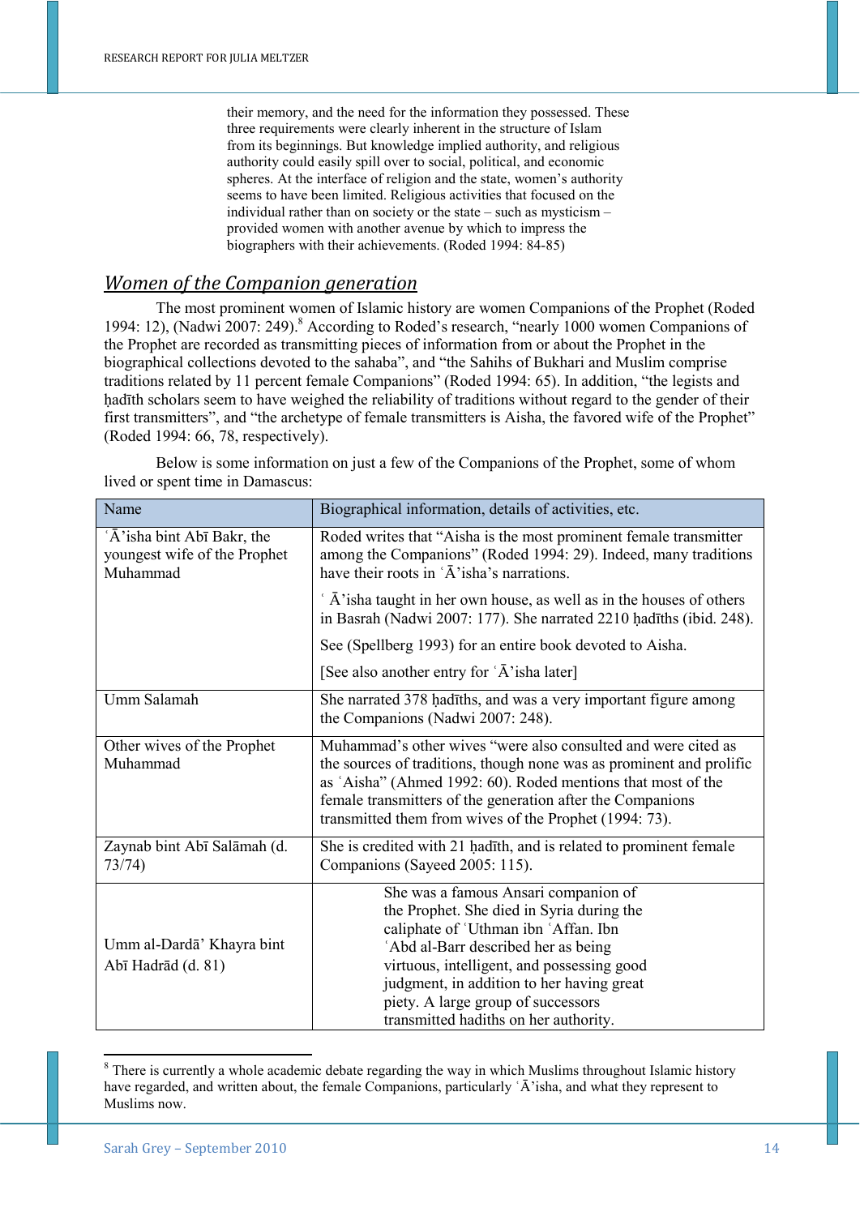their memory, and the need for the information they possessed. These three requirements were clearly inherent in the structure of Islam from its beginnings. But knowledge implied authority, and religious authority could easily spill over to social, political, and economic spheres. At the interface of religion and the state, women's authority seems to have been limited. Religious activities that focused on the individual rather than on society or the state – such as mysticism – provided women with another avenue by which to impress the biographers with their achievements. (Roded 1994: 84-85)

## *Women of the Companion generation*

The most prominent women of Islamic history are women Companions of the Prophet (Roded 1994: 12), (Nadwi 2007: 249).[8] According to Roded's research, "nearly 1000 women Companions of the Prophet are recorded as transmitting pieces of information from or about the Prophet in the biographical collections devoted to the sahaba", and "the Sahihs of Bukhari and Muslim comprise traditions related by 11 percent female Companions" (Roded 1994: 65). In addition, "the legists and ḥadīth scholars seem to have weighed the reliability of traditions without regard to the gender of their first transmitters", and "the archetype of female transmitters is Aisha, the favored wife of the Prophet" (Roded 1994: 66, 78, respectively).

Below is some information on just a few of the Companions of the Prophet, some of whom lived or spent time in Damascus:

| Name | Biographical information, details of activities, etc. |
|---|---|
| ʿĀ'isha bint Abī Bakr, the youngest wife of the Prophet Muhammad | Roded writes that "Aisha is the most prominent female transmitter among the Companions" (Roded 1994: 29). Indeed, many traditions have their roots in ʿĀ'isha's narrations.<br><br>ʿĀ'isha taught in her own house, as well as in the houses of others in Basrah (Nadwi 2007: 177). She narrated 2210 ḥadīths (ibid. 248).<br><br>See (Spellberg 1993) for an entire book devoted to Aisha.<br><br>[See also another entry for ʿĀ'isha later] |
| Umm Salamah | She narrated 378 ḥadīths, and was a very important figure among the Companions (Nadwi 2007: 248). |
| Other wives of the Prophet Muhammad | Muhammad's other wives "were also consulted and were cited as the sources of traditions, though none was as prominent and prolific as ʿAisha" (Ahmed 1992: 60). Roded mentions that most of the female transmitters of the generation after the Companions transmitted them from wives of the Prophet (1994: 73). |
| Zaynab bint Abī Salāmah (d. 73/74) | She is credited with 21 ḥadīth, and is related to prominent female Companions (Sayeed 2005: 115). |
| Umm al-Dardā' Khayra bint Abī Hadrād (d. 81) | She was a famous Ansari companion of the Prophet. She died in Syria during the caliphate of ʿUthman ibn ʿAffan. Ibn ʿAbd al-Barr described her as being virtuous, intelligent, and possessing good judgment, in addition to her having great piety. A large group of successors transmitted hadiths on her authority. |

[8] There is currently a whole academic debate regarding the way in which Muslims throughout Islamic history have regarded, and written about, the female Companions, particularly ʿĀ'isha, and what they represent to Muslims now.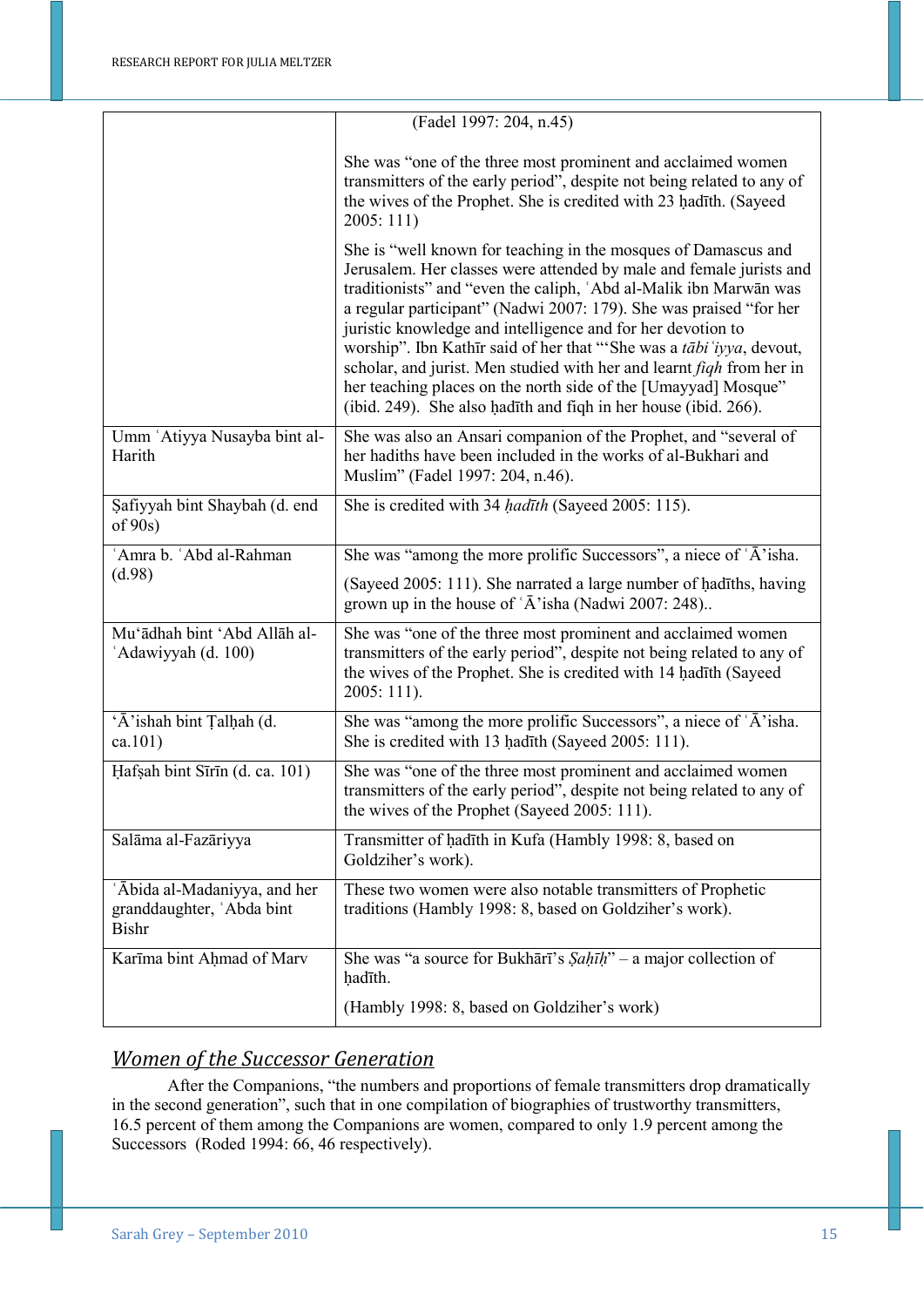| | |
|---|---|
| | (Fadel 1997: 204, n.45)<br><br>She was "one of the three most prominent and acclaimed women transmitters of the early period", despite not being related to any of the wives of the Prophet. She is credited with 23 ḥadīth. (Sayeed 2005: 111)<br><br>She is "well known for teaching in the mosques of Damascus and Jerusalem. Her classes were attended by male and female jurists and traditionists" and "even the caliph, ʿAbd al-Malik ibn Marwān was a regular participant" (Nadwi 2007: 179). She was praised "for her juristic knowledge and intelligence and for her devotion to worship". Ibn Kathīr said of her that "'She was a *tābiʿiyya*, devout, scholar, and jurist. Men studied with her and learnt *fiqh* from her in her teaching places on the north side of the [Umayyad] Mosque" (ibid. 249). She also ḥadīth and fiqh in her house (ibid. 266). |
| Umm ʿAtiyya Nusayba bint al-Harith | She was also an Ansari companion of the Prophet, and "several of her hadiths have been included in the works of al-Bukhari and Muslim" (Fadel 1997: 204, n.46). |
| Ṣafiyyah bint Shaybah (d. end of 90s) | She is credited with 34 *ḥadīth* (Sayeed 2005: 115). |
| ʿAmra b. ʿAbd al-Rahman (d.98) | She was "among the more prolific Successors", a niece of ʿĀ'isha.<br><br>(Sayeed 2005: 111). She narrated a large number of ḥadīths, having grown up in the house of ʿĀ'isha (Nadwi 2007: 248).. |
| Mu'ādhah bint 'Abd Allāh al-ʿAdawiyyah (d. 100) | She was "one of the three most prominent and acclaimed women transmitters of the early period", despite not being related to any of the wives of the Prophet. She is credited with 14 ḥadīth (Sayeed 2005: 111). |
| 'Ā'ishah bint Ṭalḥah (d. ca.101) | She was "among the more prolific Successors", a niece of ʿĀ'isha. She is credited with 13 ḥadīth (Sayeed 2005: 111). |
| Ḥafṣah bint Sīrīn (d. ca. 101) | She was "one of the three most prominent and acclaimed women transmitters of the early period", despite not being related to any of the wives of the Prophet (Sayeed 2005: 111). |
| Salāma al-Fazāriyya | Transmitter of ḥadīth in Kufa (Hambly 1998: 8, based on Goldziher's work). |
| ʿĀbida al-Madaniyya, and her granddaughter, ʿAbda bint Bishr | These two women were also notable transmitters of Prophetic traditions (Hambly 1998: 8, based on Goldziher's work). |
| Karīma bint Aḥmad of Marv | She was "a source for Bukhārī's *Ṣaḥīḥ*" – a major collection of ḥadīth.<br><br>(Hambly 1998: 8, based on Goldziher's work) |

## *Women of the Successor Generation*

After the Companions, "the numbers and proportions of female transmitters drop dramatically in the second generation", such that in one compilation of biographies of trustworthy transmitters, 16.5 percent of them among the Companions are women, compared to only 1.9 percent among the Successors (Roded 1994: 66, 46 respectively).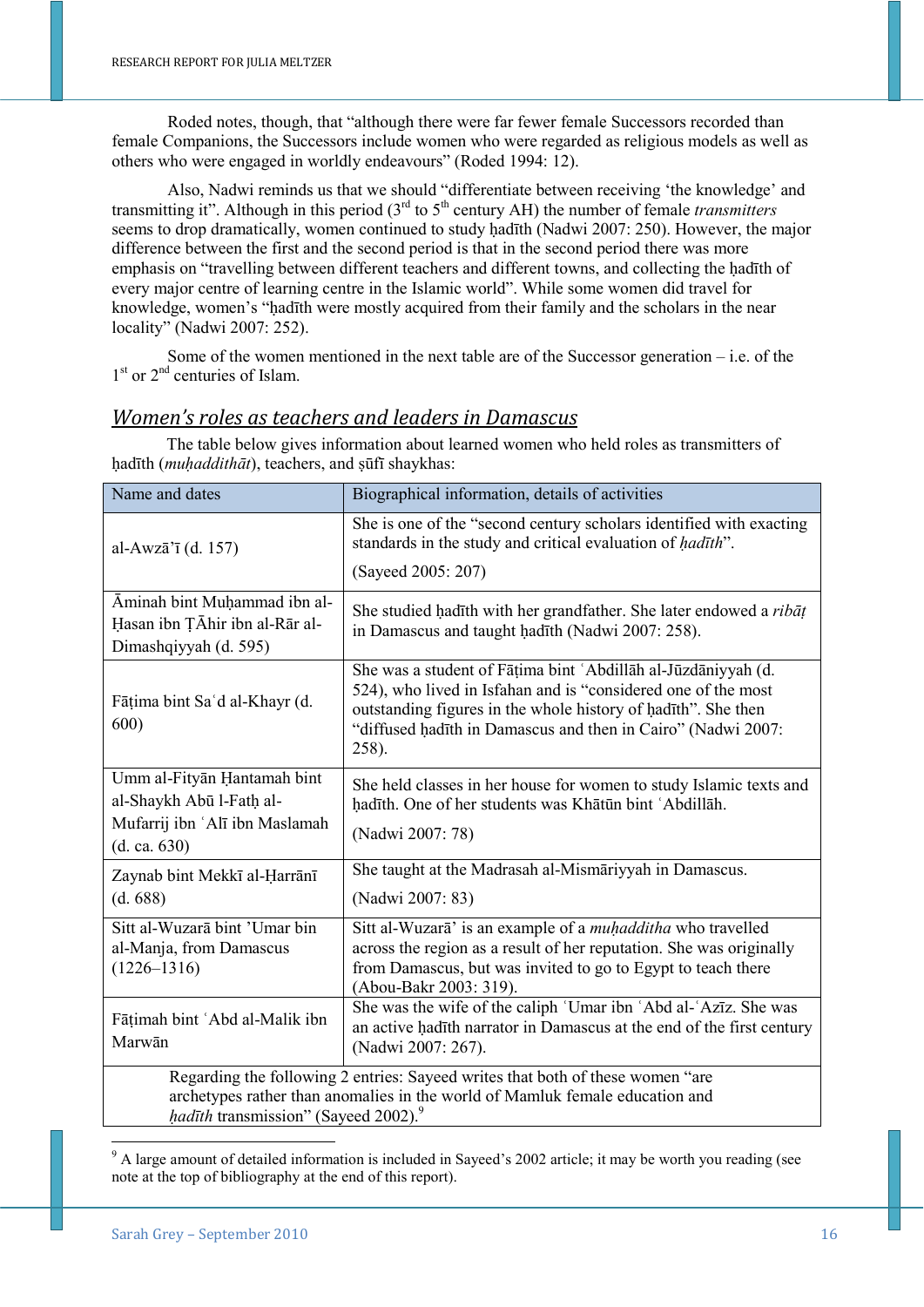Roded notes, though, that "although there were far fewer female Successors recorded than female Companions, the Successors include women who were regarded as religious models as well as others who were engaged in worldly endeavours" (Roded 1994: 12).

Also, Nadwi reminds us that we should "differentiate between receiving 'the knowledge' and transmitting it". Although in this period (3rd to 5th century AH) the number of female *transmitters* seems to drop dramatically, women continued to study ḥadīth (Nadwi 2007: 250). However, the major difference between the first and the second period is that in the second period there was more emphasis on "travelling between different teachers and different towns, and collecting the ḥadīth of every major centre of learning centre in the Islamic world". While some women did travel for knowledge, women's "ḥadīth were mostly acquired from their family and the scholars in the near locality" (Nadwi 2007: 252).

Some of the women mentioned in the next table are of the Successor generation – i.e. of the 1st or 2nd centuries of Islam.

## *Women's roles as teachers and leaders in Damascus*

The table below gives information about learned women who held roles as transmitters of ḥadīth (*muḥaddithāt*), teachers, and ṣūfī shaykhas:

| Name and dates | Biographical information, details of activities |
|---|---|
| al-Awzā'ī (d. 157) | She is one of the "second century scholars identified with exacting standards in the study and critical evaluation of *ḥadīth*". (Sayeed 2005: 207) |
| Āminah bint Muḥammad ibn al-Ḥasan ibn ṬĀhir ibn al-Rār al-Dimashqiyyah (d. 595) | She studied ḥadīth with her grandfather. She later endowed a *ribāṭ* in Damascus and taught ḥadīth (Nadwi 2007: 258). |
| Fāṭima bint Saʿd al-Khayr (d. 600) | She was a student of Fāṭima bint ʿAbdillāh al-Jūzdāniyyah (d. 524), who lived in Isfahan and is "considered one of the most outstanding figures in the whole history of ḥadīth". She then "diffused ḥadīth in Damascus and then in Cairo" (Nadwi 2007: 258). |
| Umm al-Fityān Ḥantamah bint al-Shaykh Abū l-Fatḥ al-Mufarrij ibn ʿAlī ibn Maslamah (d. ca. 630) | She held classes in her house for women to study Islamic texts and ḥadīth. One of her students was Khātūn bint ʿAbdillāh. (Nadwi 2007: 78) |
| Zaynab bint Mekkī al-Ḥarrānī (d. 688) | She taught at the Madrasah al-Mismāriyyah in Damascus. (Nadwi 2007: 83) |
| Sitt al-Wuzarā bint 'Umar bin al-Manja, from Damascus (1226–1316) | Sitt al-Wuzarā' is an example of a *muḥadditha* who travelled across the region as a result of her reputation. She was originally from Damascus, but was invited to go to Egypt to teach there (Abou-Bakr 2003: 319). |
| Fāṭimah bint ʿAbd al-Malik ibn Marwān | She was the wife of the caliph ʿUmar ibn ʿAbd al-ʿAzīz. She was an active ḥadīth narrator in Damascus at the end of the first century (Nadwi 2007: 267). |
| Regarding the following 2 entries: Sayeed writes that both of these women "are archetypes rather than anomalies in the world of Mamluk female education and *ḥadīth* transmission" (Sayeed 2002).[9] | |

[9] A large amount of detailed information is included in Sayeed's 2002 article; it may be worth you reading (see note at the top of bibliography at the end of this report).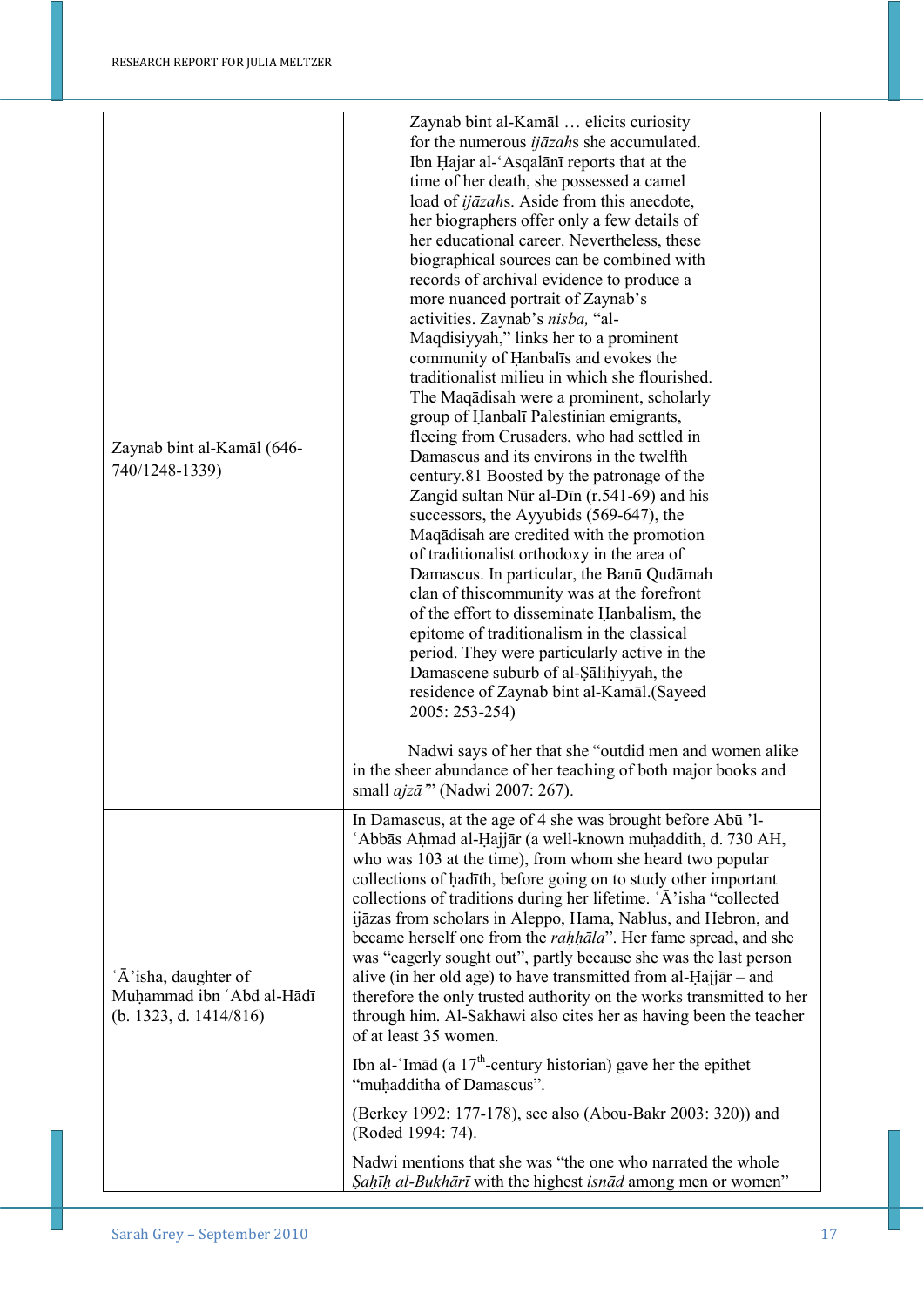| | |
|---|---|
| Zaynab bint al-Kamāl (646-740/1248-1339) | Zaynab bint al-Kamāl … elicits curiosity for the numerous *ijāzah*s she accumulated. Ibn Ḥajar al-ʻAsqalānī reports that at the time of her death, she possessed a camel load of *ijāzah*s. Aside from this anecdote, her biographers offer only a few details of her educational career. Nevertheless, these biographical sources can be combined with records of archival evidence to produce a more nuanced portrait of Zaynab's activities. Zaynab's *nisba,* "al-Maqdisiyyah," links her to a prominent community of Ḥanbalīs and evokes the traditionalist milieu in which she flourished. The Maqādisah were a prominent, scholarly group of Ḥanbalī Palestinian emigrants, fleeing from Crusaders, who had settled in Damascus and its environs in the twelfth century.81 Boosted by the patronage of the Zangid sultan Nūr al-Dīn (r.541-69) and his successors, the Ayyubids (569-647), the Maqādisah are credited with the promotion of traditionalist orthodoxy in the area of Damascus. In particular, the Banū Qudāmah clan of thiscommunity was at the forefront of the effort to disseminate Ḥanbalism, the epitome of traditionalism in the classical period. They were particularly active in the Damascene suburb of al-Ṣāliḥiyyah, the residence of Zaynab bint al-Kamāl.(Sayeed 2005: 253-254)<br><br>Nadwi says of her that she "outdid men and women alike in the sheer abundance of her teaching of both major books and small *ajzā'*" (Nadwi 2007: 267). |
| ʿĀ'isha, daughter of Muḥammad ibn ʿAbd al-Hādī (b. 1323, d. 1414/816) | In Damascus, at the age of 4 she was brought before Abū 'l-ʿAbbās Aḥmad al-Ḥajjār (a well-known muḥaddith, d. 730 AH, who was 103 at the time), from whom she heard two popular collections of ḥadīth, before going on to study other important collections of traditions during her lifetime. ʿĀ'isha "collected ijāzas from scholars in Aleppo, Hama, Nablus, and Hebron, and became herself one from the *raḥḥāla*". Her fame spread, and she was "eagerly sought out", partly because she was the last person alive (in her old age) to have transmitted from al-Ḥajjār – and therefore the only trusted authority on the works transmitted to her through him. Al-Sakhawi also cites her as having been the teacher of at least 35 women.<br><br>Ibn al-ʿImād (a 17th-century historian) gave her the epithet "muḥadditha of Damascus".<br><br>(Berkey 1992: 177-178), see also (Abou-Bakr 2003: 320)) and (Roded 1994: 74).<br><br>Nadwi mentions that she was "the one who narrated the whole *Ṣaḥīḥ al-Bukhārī* with the highest *isnād* among men or women" |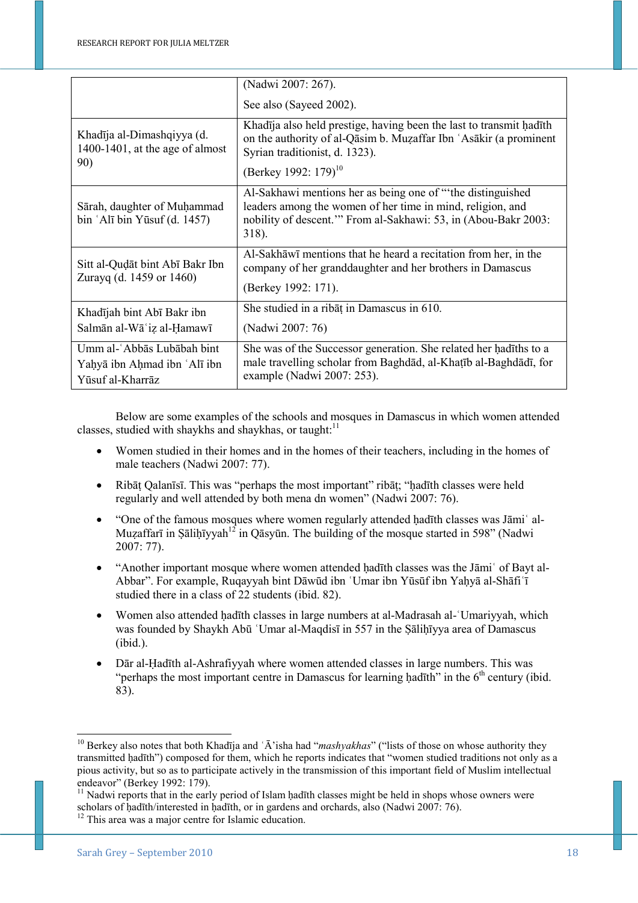| | |
|---|---|
| | (Nadwi 2007: 267).<br><br>See also (Sayeed 2002). |
| Khadīja al-Dimashqiyya (d. 1400-1401, at the age of almost 90) | Khadīja also held prestige, having been the last to transmit ḥadīth on the authority of al-Qāsim b. Muẓaffar Ibn ʿAsākir (a prominent Syrian traditionist, d. 1323).<br><br>(Berkey 1992: 179)[10] |
| Sārah, daughter of Muḥammad bin ʿAlī bin Yūsuf (d. 1457) | Al-Sakhawi mentions her as being one of "'the distinguished leaders among the women of her time in mind, religion, and nobility of descent.'" From al-Sakhawi: 53, in (Abou-Bakr 2003: 318). |
| Sitt al-Quḍāt bint Abī Bakr Ibn Zurayq (d. 1459 or 1460) | Al-Sakhāwī mentions that he heard a recitation from her, in the company of her granddaughter and her brothers in Damascus<br><br>(Berkey 1992: 171). |
| Khadījah bint Abī Bakr ibn Salmān al-Wāʿiẓ al-Ḥamawī | She studied in a ribāṭ in Damascus in 610.<br><br>(Nadwi 2007: 76) |
| Umm al-ʿAbbās Lubābah bint Yaḥyā ibn Aḥmad ibn ʿAlī ibn Yūsuf al-Kharrāz | She was of the Successor generation. She related her ḥadīths to a male travelling scholar from Baghdād, al-Khaṭīb al-Baghdādī, for example (Nadwi 2007: 253). |

Below are some examples of the schools and mosques in Damascus in which women attended classes, studied with shaykhs and shaykhas, or taught:[11]

- Women studied in their homes and in the homes of their teachers, including in the homes of male teachers (Nadwi 2007: 77).
- Ribāṭ Qalanīsī. This was "perhaps the most important" ribāṭ; "ḥadīth classes were held regularly and well attended by both mena dn women" (Nadwi 2007: 76).
- "One of the famous mosques where women regularly attended ḥadīth classes was Jāmiʿ al-Muẓaffarī in Ṣāliḥīyyah[12] in Qāsyūn. The building of the mosque started in 598" (Nadwi 2007: 77).
- "Another important mosque where women attended ḥadīth classes was the Jāmiʿ of Bayt al-Abbar". For example, Ruqayyah bint Dāwūd ibn ʿUmar ibn Yūsūf ibn Yaḥyā al-Shāfiʿī studied there in a class of 22 students (ibid. 82).
- Women also attended ḥadīth classes in large numbers at al-Madrasah al-ʿUmariyyah, which was founded by Shaykh Abū ʿUmar al-Maqdisī in 557 in the Ṣāliḥīyya area of Damascus (ibid.).
- Dār al-Ḥadīth al-Ashrafiyyah where women attended classes in large numbers. This was "perhaps the most important centre in Damascus for learning ḥadīth" in the 6th century (ibid. 83).

---

[10] Berkey also notes that both Khadīja and ʿĀ'isha had "*mashyakhas*" ("lists of those on whose authority they transmitted ḥadīth") composed for them, which he reports indicates that "women studied traditions not only as a pious activity, but so as to participate actively in the transmission of this important field of Muslim intellectual endeavor" (Berkey 1992: 179).

[11] Nadwi reports that in the early period of Islam ḥadīth classes might be held in shops whose owners were scholars of ḥadīth/interested in ḥadīth, or in gardens and orchards, also (Nadwi 2007: 76).

[12] This area was a major centre for Islamic education.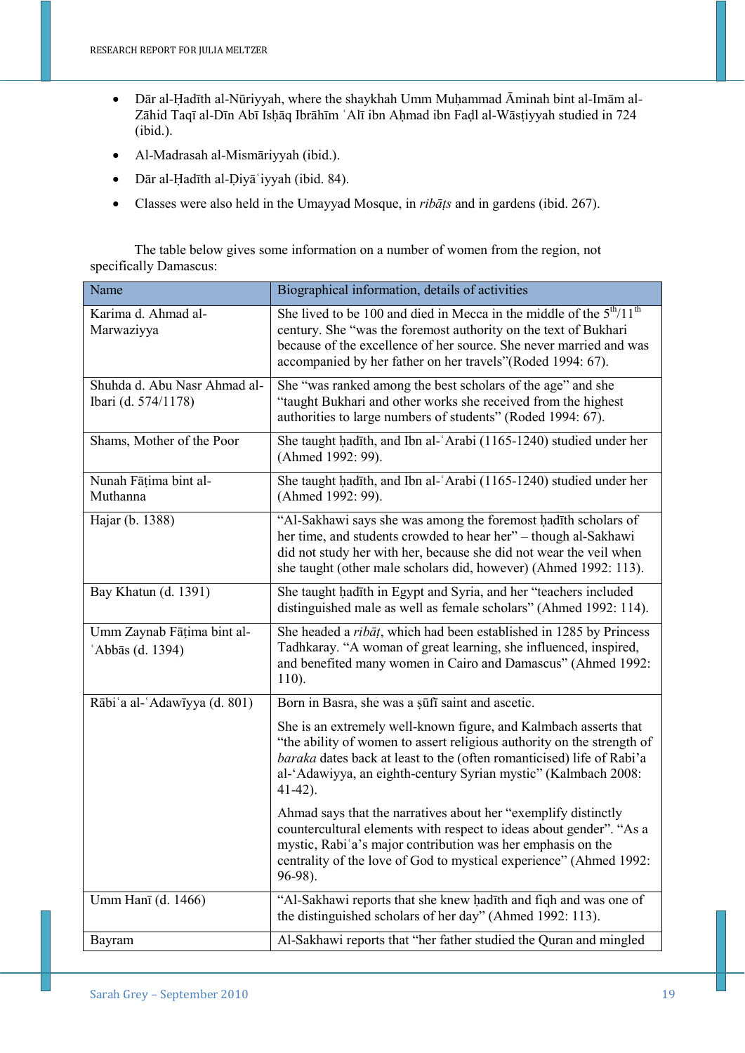- Dār al-Ḥadīth al-Nūriyyah, where the shaykhah Umm Muḥammad Āminah bint al-Imām al-Zāhid Taqī al-Dīn Abī Isḥāq Ibrāhīm ʿAlī ibn Aḥmad ibn Faḍl al-Wāsṭiyyah studied in 724 (ibid.).
- Al-Madrasah al-Mismāriyyah (ibid.).
- Dār al-Ḥadīth al-Ḍiyāʿiyyah (ibid. 84).
- Classes were also held in the Umayyad Mosque, in *ribāṭs* and in gardens (ibid. 267).

The table below gives some information on a number of women from the region, not specifically Damascus:

| Name | Biographical information, details of activities |
|---|---|
| Karima d. Ahmad al-Marwaziyya | She lived to be 100 and died in Mecca in the middle of the 5th/11th century. She "was the foremost authority on the text of Bukhari because of the excellence of her source. She never married and was accompanied by her father on her travels"(Roded 1994: 67). |
| Shuhda d. Abu Nasr Ahmad al-Ibari (d. 574/1178) | She "was ranked among the best scholars of the age" and she "taught Bukhari and other works she received from the highest authorities to large numbers of students" (Roded 1994: 67). |
| Shams, Mother of the Poor | She taught ḥadīth, and Ibn al-ʿArabi (1165-1240) studied under her (Ahmed 1992: 99). |
| Nunah Fāṭima bint al-Muthanna | She taught ḥadīth, and Ibn al-ʿArabi (1165-1240) studied under her (Ahmed 1992: 99). |
| Hajar (b. 1388) | "Al-Sakhawi says she was among the foremost ḥadīth scholars of her time, and students crowded to hear her" – though al-Sakhawi did not study her with her, because she did not wear the veil when she taught (other male scholars did, however) (Ahmed 1992: 113). |
| Bay Khatun (d. 1391) | She taught ḥadīth in Egypt and Syria, and her "teachers included distinguished male as well as female scholars" (Ahmed 1992: 114). |
| Umm Zaynab Fāṭima bint al-ʿAbbās (d. 1394) | She headed a *ribāṭ*, which had been established in 1285 by Princess Tadhkaray. "A woman of great learning, she influenced, inspired, and benefited many women in Cairo and Damascus" (Ahmed 1992: 110). |
| Rābiʿa al-ʿAdawīyya (d. 801) | Born in Basra, she was a ṣūfī saint and ascetic. She is an extremely well-known figure, and Kalmbach asserts that "the ability of women to assert religious authority on the strength of *baraka* dates back at least to the (often romanticised) life of Rabi'a al-'Adawiyya, an eighth-century Syrian mystic" (Kalmbach 2008: 41-42). Ahmad says that the narratives about her "exemplify distinctly countercultural elements with respect to ideas about gender". "As a mystic, Rabiʿa's major contribution was her emphasis on the centrality of the love of God to mystical experience" (Ahmed 1992: 96-98). |
| Umm Hanī (d. 1466) | "Al-Sakhawi reports that she knew ḥadīth and fiqh and was one of the distinguished scholars of her day" (Ahmed 1992: 113). |
| Bayram | Al-Sakhawi reports that "her father studied the Quran and mingled |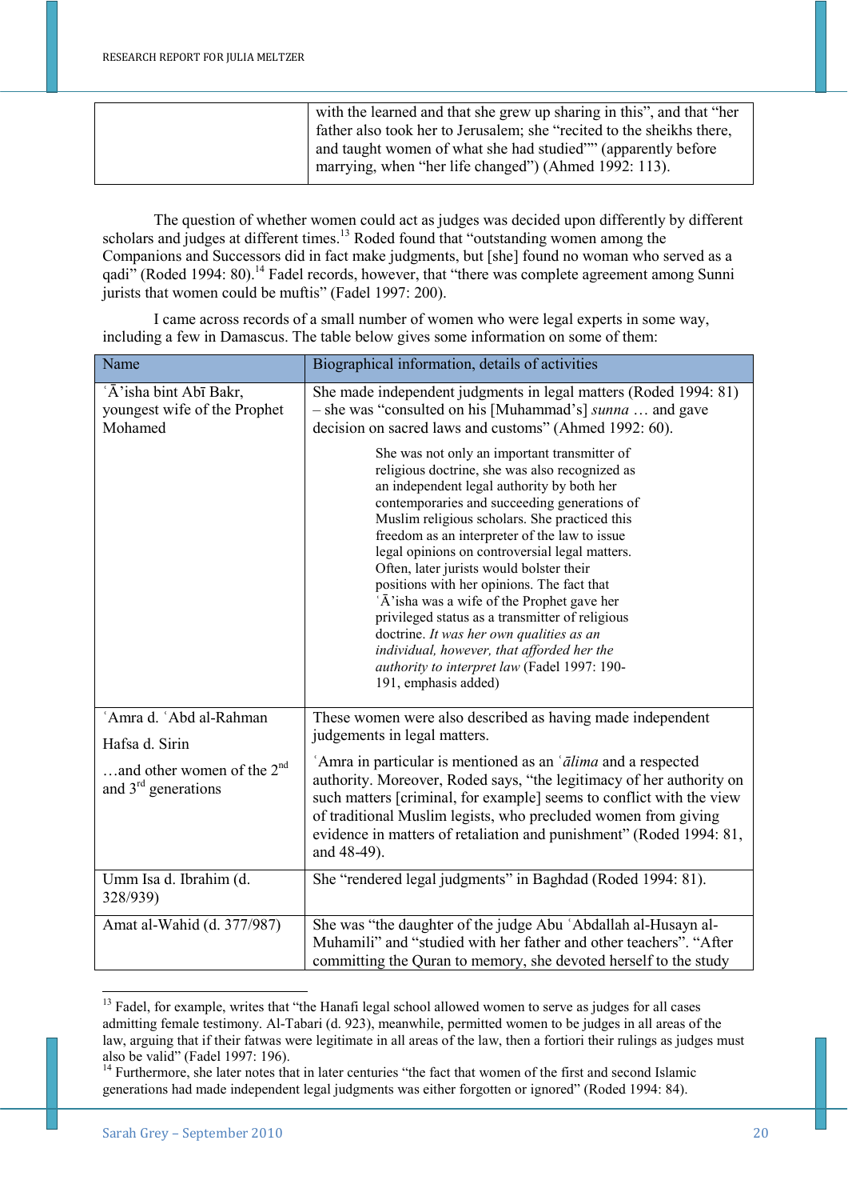| | |
|---|---|
| | with the learned and that she grew up sharing in this", and that "her father also took her to Jerusalem; she "recited to the sheikhs there, and taught women of what she had studied"" (apparently before marrying, when "her life changed") (Ahmed 1992: 113). |

The question of whether women could act as judges was decided upon differently by different scholars and judges at different times.[13] Roded found that "outstanding women among the Companions and Successors did in fact make judgments, but [she] found no woman who served as a qadi" (Roded 1994: 80).[14] Fadel records, however, that "there was complete agreement among Sunni jurists that women could be muftis" (Fadel 1997: 200).

I came across records of a small number of women who were legal experts in some way, including a few in Damascus. The table below gives some information on some of them:

| Name | Biographical information, details of activities |
|---|---|
| ʿĀ'isha bint Abī Bakr, youngest wife of the Prophet Mohamed | She made independent judgments in legal matters (Roded 1994: 81) – she was "consulted on his [Muhammad's] *sunna* … and gave decision on sacred laws and customs" (Ahmed 1992: 60).<br><br>She was not only an important transmitter of religious doctrine, she was also recognized as an independent legal authority by both her contemporaries and succeeding generations of Muslim religious scholars. She practiced this freedom as an interpreter of the law to issue legal opinions on controversial legal matters. Often, later jurists would bolster their positions with her opinions. The fact that ʿĀ'isha was a wife of the Prophet gave her privileged status as a transmitter of religious doctrine. *It was her own qualities as an individual, however, that afforded her the authority to interpret law* (Fadel 1997: 190-191, emphasis added) |
| ʿAmra d. ʿAbd al-Rahman<br><br>Hafsa d. Sirin<br><br>…and other women of the 2nd and 3rd generations | These women were also described as having made independent judgements in legal matters.<br><br>ʿAmra in particular is mentioned as an *ʿālima* and a respected authority. Moreover, Roded says, "the legitimacy of her authority on such matters [criminal, for example] seems to conflict with the view of traditional Muslim legists, who precluded women from giving evidence in matters of retaliation and punishment" (Roded 1994: 81, and 48-49). |
| Umm Isa d. Ibrahim (d. 328/939) | She "rendered legal judgments" in Baghdad (Roded 1994: 81). |
| Amat al-Wahid (d. 377/987) | She was "the daughter of the judge Abu ʿAbdallah al-Husayn al-Muhamili" and "studied with her father and other teachers". "After committing the Quran to memory, she devoted herself to the study |

[13] Fadel, for example, writes that "the Hanafi legal school allowed women to serve as judges for all cases admitting female testimony. Al-Tabari (d. 923), meanwhile, permitted women to be judges in all areas of the law, arguing that if their fatwas were legitimate in all areas of the law, then a fortiori their rulings as judges must also be valid" (Fadel 1997: 196).

[14] Furthermore, she later notes that in later centuries "the fact that women of the first and second Islamic generations had made independent legal judgments was either forgotten or ignored" (Roded 1994: 84).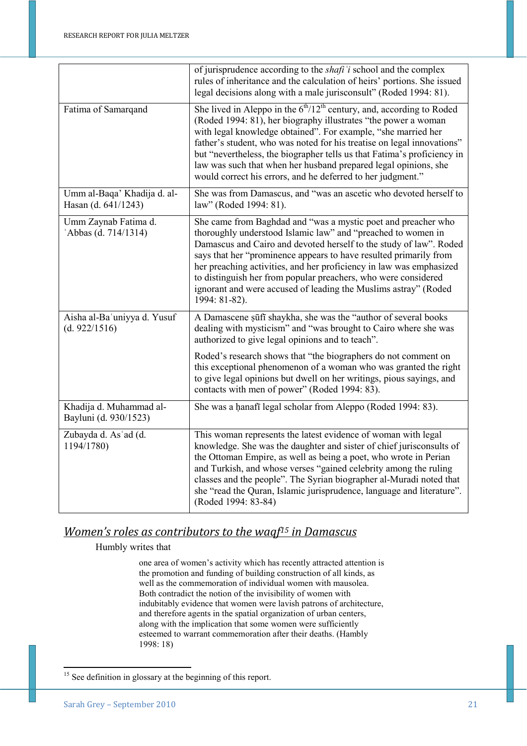| | |
|---|---|
| | of jurisprudence according to the *shafiʿi* school and the complex rules of inheritance and the calculation of heirs' portions. She issued legal decisions along with a male jurisconsult" (Roded 1994: 81). |
| Fatima of Samarqand | She lived in Aleppo in the 6th/12th century, and, according to Roded (Roded 1994: 81), her biography illustrates "the power a woman with legal knowledge obtained". For example, "she married her father's student, who was noted for his treatise on legal innovations" but "nevertheless, the biographer tells us that Fatima's proficiency in law was such that when her husband prepared legal opinions, she would correct his errors, and he deferred to her judgment." |
| Umm al-Baqa' Khadija d. al-Hasan (d. 641/1243) | She was from Damascus, and "was an ascetic who devoted herself to law" (Roded 1994: 81). |
| Umm Zaynab Fatima d. ʿAbbas (d. 714/1314) | She came from Baghdad and "was a mystic poet and preacher who thoroughly understood Islamic law" and "preached to women in Damascus and Cairo and devoted herself to the study of law". Roded says that her "prominence appears to have resulted primarily from her preaching activities, and her proficiency in law was emphasized to distinguish her from popular preachers, who were considered ignorant and were accused of leading the Muslims astray" (Roded 1994: 81-82). |
| Aisha al-Baʿuniyya d. Yusuf (d. 922/1516) | A Damascene ṣūfī shaykha, she was the "author of several books dealing with mysticism" and "was brought to Cairo where she was authorized to give legal opinions and to teach".<br><br>Roded's research shows that "the biographers do not comment on this exceptional phenomenon of a woman who was granted the right to give legal opinions but dwell on her writings, pious sayings, and contacts with men of power" (Roded 1994: 83). |
| Khadija d. Muhammad al-Bayluni (d. 930/1523) | She was a ḥanafī legal scholar from Aleppo (Roded 1994: 83). |
| Zubayda d. Asʿad (d. 1194/1780) | This woman represents the latest evidence of woman with legal knowledge. She was the daughter and sister of chief jurisconsults of the Ottoman Empire, as well as being a poet, who wrote in Perian and Turkish, and whose verses "gained celebrity among the ruling classes and the people". The Syrian biographer al-Muradi noted that she "read the Quran, Islamic jurisprudence, language and literature". (Roded 1994: 83-84) |

## *Women's roles as contributors to the waqf[15] in Damascus*

Humbly writes that

> one area of women's activity which has recently attracted attention is the promotion and funding of building construction of all kinds, as well as the commemoration of individual women with mausolea. Both contradict the notion of the invisibility of women with indubitably evidence that women were lavish patrons of architecture, and therefore agents in the spatial organization of urban centers, along with the implication that some women were sufficiently esteemed to warrant commemoration after their deaths. (Hambly 1998: 18)

[15] See definition in glossary at the beginning of this report.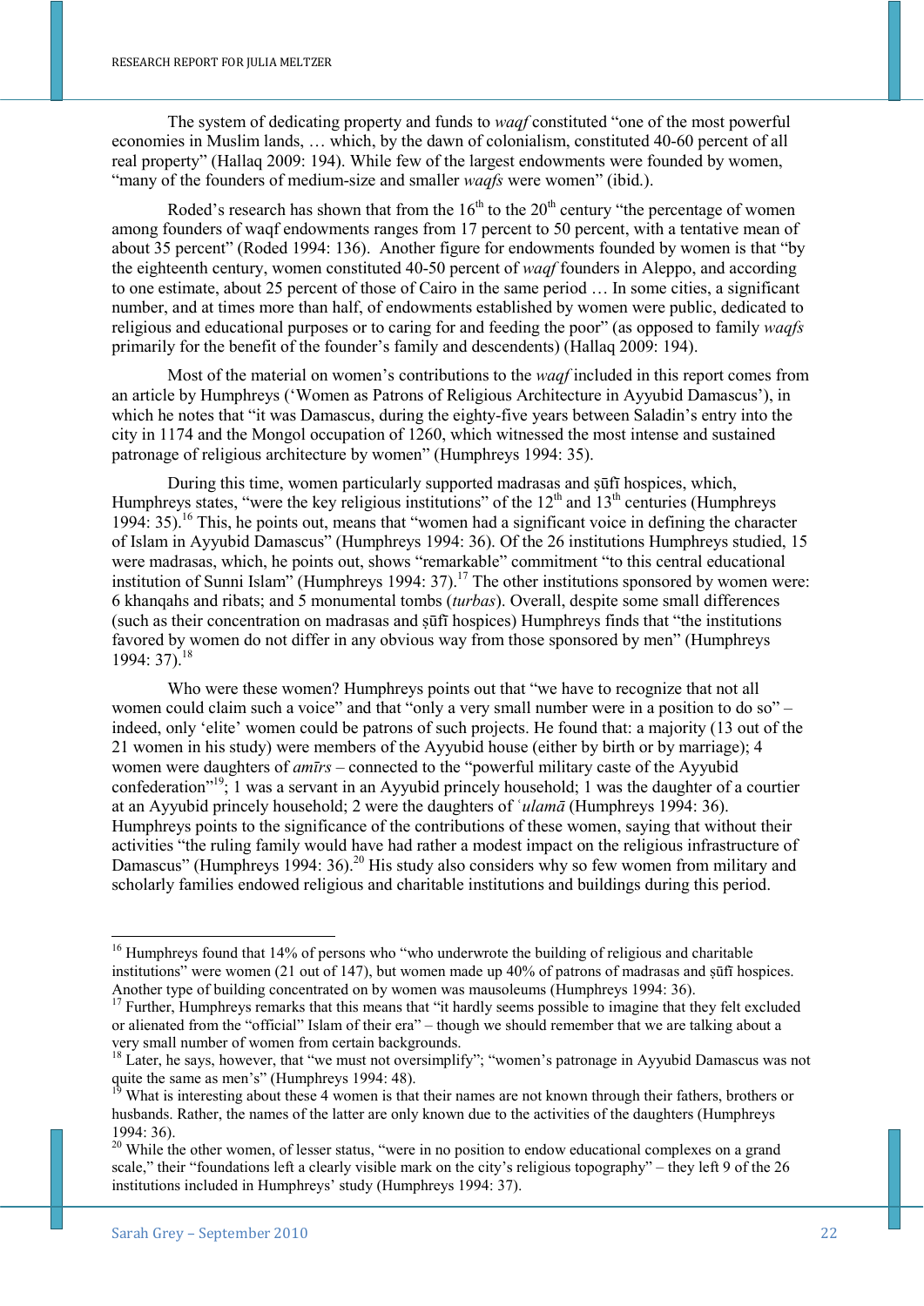The system of dedicating property and funds to *waqf* constituted "one of the most powerful economies in Muslim lands, … which, by the dawn of colonialism, constituted 40-60 percent of all real property" (Hallaq 2009: 194). While few of the largest endowments were founded by women, "many of the founders of medium-size and smaller *waqfs* were women" (ibid.).

Roded's research has shown that from the 16th to the 20th century "the percentage of women among founders of waqf endowments ranges from 17 percent to 50 percent, with a tentative mean of about 35 percent" (Roded 1994: 136). Another figure for endowments founded by women is that "by the eighteenth century, women constituted 40-50 percent of *waqf* founders in Aleppo, and according to one estimate, about 25 percent of those of Cairo in the same period … In some cities, a significant number, and at times more than half, of endowments established by women were public, dedicated to religious and educational purposes or to caring for and feeding the poor" (as opposed to family *waqfs* primarily for the benefit of the founder's family and descendents) (Hallaq 2009: 194).

Most of the material on women's contributions to the *waqf* included in this report comes from an article by Humphreys ('Women as Patrons of Religious Architecture in Ayyubid Damascus'), in which he notes that "it was Damascus, during the eighty-five years between Saladin's entry into the city in 1174 and the Mongol occupation of 1260, which witnessed the most intense and sustained patronage of religious architecture by women" (Humphreys 1994: 35).

During this time, women particularly supported madrasas and ṣūfī hospices, which, Humphreys states, "were the key religious institutions" of the 12th and 13th centuries (Humphreys 1994: 35).[16] This, he points out, means that "women had a significant voice in defining the character of Islam in Ayyubid Damascus" (Humphreys 1994: 36). Of the 26 institutions Humphreys studied, 15 were madrasas, which, he points out, shows "remarkable" commitment "to this central educational institution of Sunni Islam" (Humphreys 1994: 37).[17] The other institutions sponsored by women were: 6 khanqahs and ribats; and 5 monumental tombs (*turbas*). Overall, despite some small differences (such as their concentration on madrasas and ṣūfī hospices) Humphreys finds that "the institutions favored by women do not differ in any obvious way from those sponsored by men" (Humphreys 1994: 37).[18]

Who were these women? Humphreys points out that "we have to recognize that not all women could claim such a voice" and that "only a very small number were in a position to do so" – indeed, only 'elite' women could be patrons of such projects. He found that: a majority (13 out of the 21 women in his study) were members of the Ayyubid house (either by birth or by marriage); 4 women were daughters of *amīrs* – connected to the "powerful military caste of the Ayyubid confederation"[19]; 1 was a servant in an Ayyubid princely household; 1 was the daughter of a courtier at an Ayyubid princely household; 2 were the daughters of *ʿulamā* (Humphreys 1994: 36). Humphreys points to the significance of the contributions of these women, saying that without their activities "the ruling family would have had rather a modest impact on the religious infrastructure of Damascus" (Humphreys 1994: 36).[20] His study also considers why so few women from military and scholarly families endowed religious and charitable institutions and buildings during this period.

---

[16] Humphreys found that 14% of persons who "who underwrote the building of religious and charitable institutions" were women (21 out of 147), but women made up 40% of patrons of madrasas and ṣūfī hospices. Another type of building concentrated on by women was mausoleums (Humphreys 1994: 36).

[17] Further, Humphreys remarks that this means that "it hardly seems possible to imagine that they felt excluded or alienated from the "official" Islam of their era" – though we should remember that we are talking about a very small number of women from certain backgrounds.

[18] Later, he says, however, that "we must not oversimplify"; "women's patronage in Ayyubid Damascus was not quite the same as men's" (Humphreys 1994: 48).

[19] What is interesting about these 4 women is that their names are not known through their fathers, brothers or husbands. Rather, the names of the latter are only known due to the activities of the daughters (Humphreys 1994: 36).

[20] While the other women, of lesser status, "were in no position to endow educational complexes on a grand scale," their "foundations left a clearly visible mark on the city's religious topography" – they left 9 of the 26 institutions included in Humphreys' study (Humphreys 1994: 37).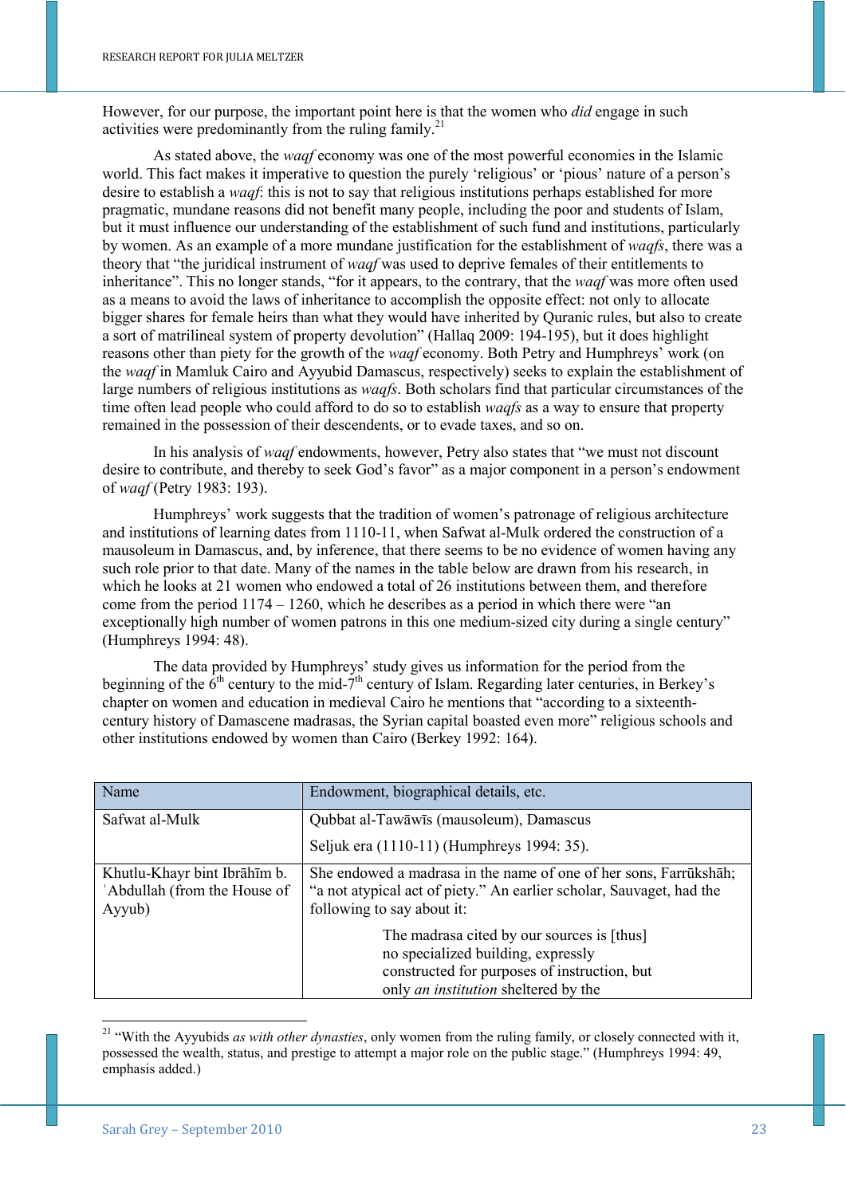However, for our purpose, the important point here is that the women who *did* engage in such activities were predominantly from the ruling family.[21]

As stated above, the *waqf* economy was one of the most powerful economies in the Islamic world. This fact makes it imperative to question the purely 'religious' or 'pious' nature of a person's desire to establish a *waqf*: this is not to say that religious institutions perhaps established for more pragmatic, mundane reasons did not benefit many people, including the poor and students of Islam, but it must influence our understanding of the establishment of such fund and institutions, particularly by women. As an example of a more mundane justification for the establishment of *waqfs*, there was a theory that "the juridical instrument of *waqf* was used to deprive females of their entitlements to inheritance". This no longer stands, "for it appears, to the contrary, that the *waqf* was more often used as a means to avoid the laws of inheritance to accomplish the opposite effect: not only to allocate bigger shares for female heirs than what they would have inherited by Quranic rules, but also to create a sort of matrilineal system of property devolution" (Hallaq 2009: 194-195), but it does highlight reasons other than piety for the growth of the *waqf* economy. Both Petry and Humphreys' work (on the *waqf* in Mamluk Cairo and Ayyubid Damascus, respectively) seeks to explain the establishment of large numbers of religious institutions as *waqfs*. Both scholars find that particular circumstances of the time often lead people who could afford to do so to establish *waqfs* as a way to ensure that property remained in the possession of their descendents, or to evade taxes, and so on.

In his analysis of *waqf* endowments, however, Petry also states that "we must not discount desire to contribute, and thereby to seek God's favor" as a major component in a person's endowment of *waqf* (Petry 1983: 193).

Humphreys' work suggests that the tradition of women's patronage of religious architecture and institutions of learning dates from 1110-11, when Safwat al-Mulk ordered the construction of a mausoleum in Damascus, and, by inference, that there seems to be no evidence of women having any such role prior to that date. Many of the names in the table below are drawn from his research, in which he looks at 21 women who endowed a total of 26 institutions between them, and therefore come from the period 1174 – 1260, which he describes as a period in which there were "an exceptionally high number of women patrons in this one medium-sized city during a single century" (Humphreys 1994: 48).

The data provided by Humphreys' study gives us information for the period from the beginning of the 6th century to the mid-7th century of Islam. Regarding later centuries, in Berkey's chapter on women and education in medieval Cairo he mentions that "according to a sixteenth-century history of Damascene madrasas, the Syrian capital boasted even more" religious schools and other institutions endowed by women than Cairo (Berkey 1992: 164).

| Name | Endowment, biographical details, etc. |
|---|---|
| Safwat al-Mulk | Qubbat al-Tawāwīs (mausoleum), Damascus<br><br>Seljuk era (1110-11) (Humphreys 1994: 35). |
| Khutlu-Khayr bint Ibrāhīm b. ʿAbdullah (from the House of Ayyub) | She endowed a madrasa in the name of one of her sons, Farrūkshāh; "a not atypical act of piety." An earlier scholar, Sauvaget, had the following to say about it:<br><br>> The madrasa cited by our sources is [thus] no specialized building, expressly constructed for purposes of instruction, but only *an institution* sheltered by the |

[21] "With the Ayyubids *as with other dynasties*, only women from the ruling family, or closely connected with it, possessed the wealth, status, and prestige to attempt a major role on the public stage." (Humphreys 1994: 49, emphasis added.)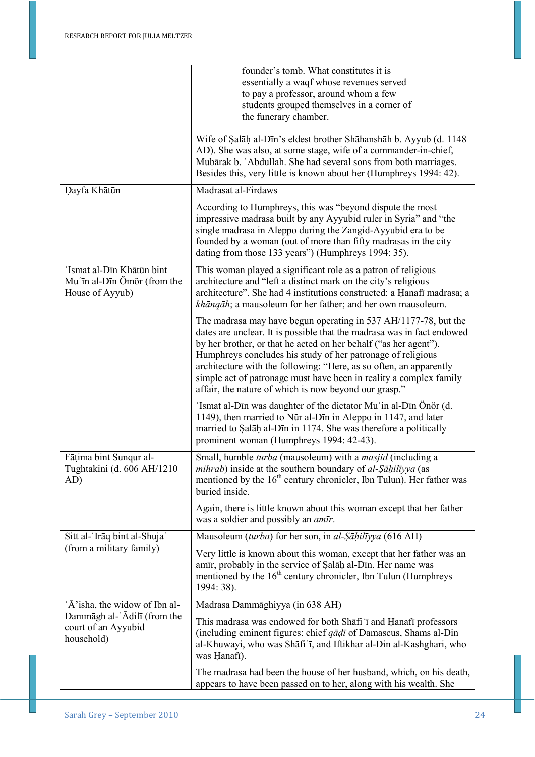| | |
|---|---|
| | founder's tomb. What constitutes it is essentially a waqf whose revenues served to pay a professor, around whom a few students grouped themselves in a corner of the funerary chamber.<br><br>Wife of Ṣalāḥ al-Dīn's eldest brother Shāhanshāh b. Ayyub (d. 1148 AD). She was also, at some stage, wife of a commander-in-chief, Mubārak b. ʿAbdullah. She had several sons from both marriages. Besides this, very little is known about her (Humphreys 1994: 42). |
| Ḍayfa Khātūn | Madrasat al-Firdaws<br><br>According to Humphreys, this was "beyond dispute the most impressive madrasa built by any Ayyubid ruler in Syria" and "the single madrasa in Aleppo during the Zangid-Ayyubid era to be founded by a woman (out of more than fifty madrasas in the city dating from those 133 years") (Humphreys 1994: 35). |
| ʿIsmat al-Dīn Khātūn bint Muʿīn al-Dīn Ömör (from the House of Ayyub) | This woman played a significant role as a patron of religious architecture and "left a distinct mark on the city's religious architecture". She had 4 institutions constructed: a Ḥanafī madrasa; a *khānqāh*; a mausoleum for her father; and her own mausoleum.<br><br>The madrasa may have begun operating in 537 AH/1177-78, but the dates are unclear. It is possible that the madrasa was in fact endowed by her brother, or that he acted on her behalf ("as her agent"). Humphreys concludes his study of her patronage of religious architecture with the following: "Here, as so often, an apparently simple act of patronage must have been in reality a complex family affair, the nature of which is now beyond our grasp."<br><br>ʿIsmat al-Dīn was daughter of the dictator Muʿin al-Dīn Önör (d. 1149), then married to Nūr al-Dīn in Aleppo in 1147, and later married to Ṣalāḥ al-Dīn in 1174. She was therefore a politically prominent woman (Humphreys 1994: 42-43). |
| Fāṭima bint Sunqur al-Tughtakini (d. 606 AH/1210 AD) | Small, humble *turba* (mausoleum) with a *masjid* (including a *mihrab*) inside at the southern boundary of *al-Ṣāḥilīyya* (as mentioned by the 16th century chronicler, Ibn Tulun). Her father was buried inside.<br><br>Again, there is little known about this woman except that her father was a soldier and possibly an *amīr*. |
| Sitt al-ʿIrāq bint al-Shujaʿ (from a military family) | Mausoleum (*turba*) for her son, in *al-Ṣāḥilīyya* (616 AH)<br><br>Very little is known about this woman, except that her father was an amīr, probably in the service of Ṣalāḥ al-Dīn. Her name was mentioned by the 16th century chronicler, Ibn Tulun (Humphreys 1994: 38). |
| ʿĀ'isha, the widow of Ibn al-Dammāgh al-ʿĀdilī (from the court of an Ayyubid household) | Madrasa Dammāghiyya (in 638 AH)<br><br>This madrasa was endowed for both Shāfiʿī and Ḥanafī professors (including eminent figures: chief *qāḍī* of Damascus, Shams al-Din al-Khuwayi, who was Shāfiʿī, and Iftikhar al-Din al-Kashghari, who was Ḥanafī).<br><br>The madrasa had been the house of her husband, which, on his death, appears to have been passed on to her, along with his wealth. She |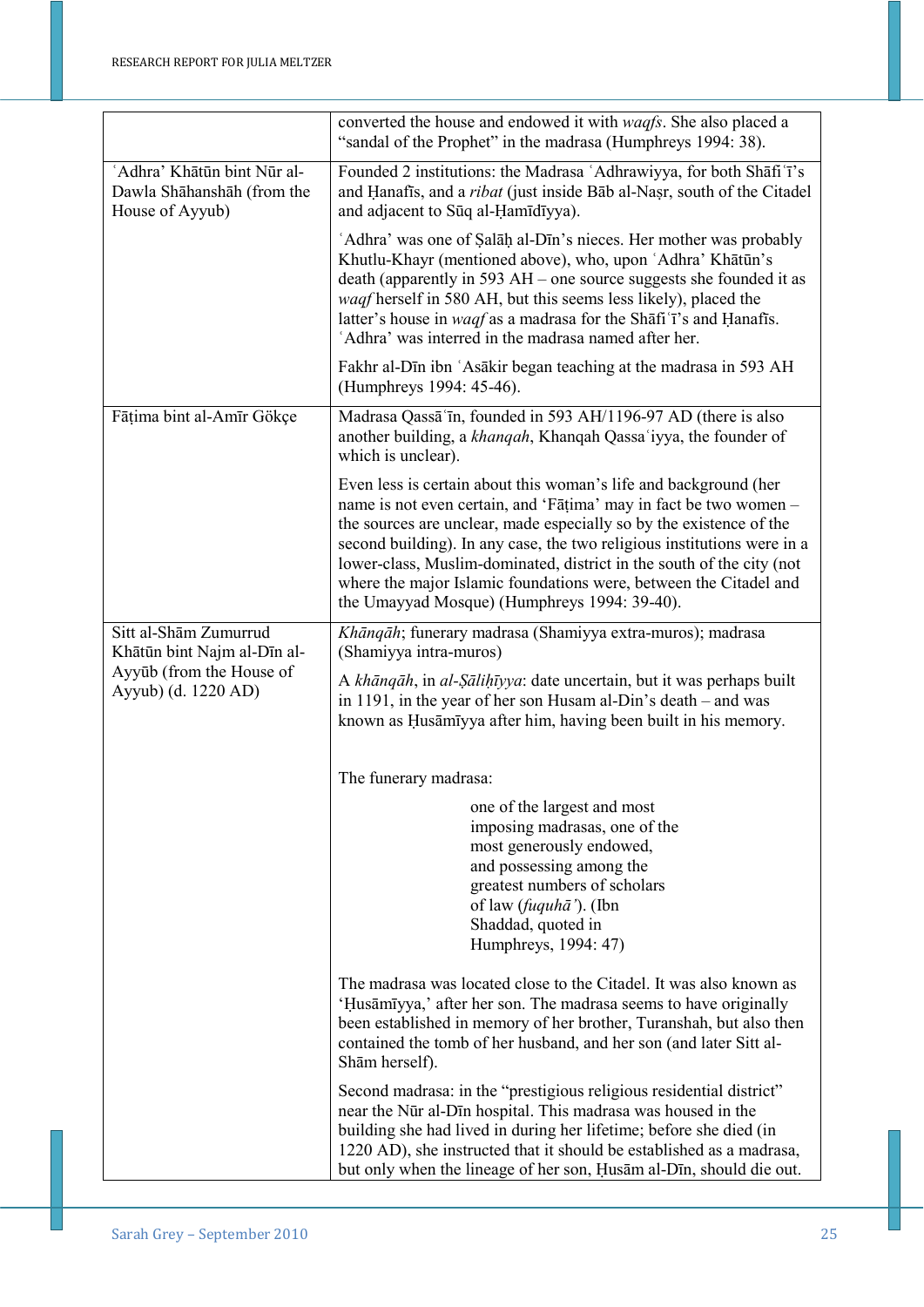| | |
|---|---|
| | converted the house and endowed it with *waqfs*. She also placed a "sandal of the Prophet" in the madrasa (Humphreys 1994: 38). |
| ʿAdhra' Khātūn bint Nūr al-Dawla Shāhanshāh (from the House of Ayyub) | Founded 2 institutions: the Madrasa ʿAdhrawiyya, for both Shāfiʿī's and Ḥanafīs, and a *ribat* (just inside Bāb al-Naṣr, south of the Citadel and adjacent to Sūq al-Ḥamīdīyya).<br><br>ʿAdhra' was one of Ṣalāḥ al-Dīn's nieces. Her mother was probably Khutlu-Khayr (mentioned above), who, upon ʿAdhra' Khātūn's death (apparently in 593 AH – one source suggests she founded it as *waqf* herself in 580 AH, but this seems less likely), placed the latter's house in *waqf* as a madrasa for the Shāfiʿī's and Ḥanafīs. ʿAdhra' was interred in the madrasa named after her.<br><br>Fakhr al-Dīn ibn ʿAsākir began teaching at the madrasa in 593 AH (Humphreys 1994: 45-46). |
| Fāṭima bint al-Amīr Gökçe | Madrasa Qassāʿīn, founded in 593 AH/1196-97 AD (there is also another building, a *khanqah*, Khanqah Qassaʿiyya, the founder of which is unclear).<br><br>Even less is certain about this woman's life and background (her name is not even certain, and 'Fāṭima' may in fact be two women – the sources are unclear, made especially so by the existence of the second building). In any case, the two religious institutions were in a lower-class, Muslim-dominated, district in the south of the city (not where the major Islamic foundations were, between the Citadel and the Umayyad Mosque) (Humphreys 1994: 39-40). |
| Sitt al-Shām Zumurrud Khātūn bint Najm al-Dīn al-Ayyūb (from the House of Ayyub) (d. 1220 AD) | *Khānqāh*; funerary madrasa (Shamiyya extra-muros); madrasa (Shamiyya intra-muros)<br><br>A *khānqāh*, in *al-Ṣāliḥīyya*: date uncertain, but it was perhaps built in 1191, in the year of her son Husam al-Din's death – and was known as Ḥusāmīyya after him, having been built in his memory.<br><br>The funerary madrasa:<br><br>> one of the largest and most imposing madrasas, one of the most generously endowed, and possessing among the greatest numbers of scholars of law (*fuquhā'*). (Ibn Shaddad, quoted in Humphreys, 1994: 47)<br><br>The madrasa was located close to the Citadel. It was also known as 'Ḥusāmīyya,' after her son. The madrasa seems to have originally been established in memory of her brother, Turanshah, but also then contained the tomb of her husband, and her son (and later Sitt al-Shām herself).<br><br>Second madrasa: in the "prestigious religious residential district" near the Nūr al-Dīn hospital. This madrasa was housed in the building she had lived in during her lifetime; before she died (in 1220 AD), she instructed that it should be established as a madrasa, but only when the lineage of her son, Ḥusām al-Dīn, should die out. |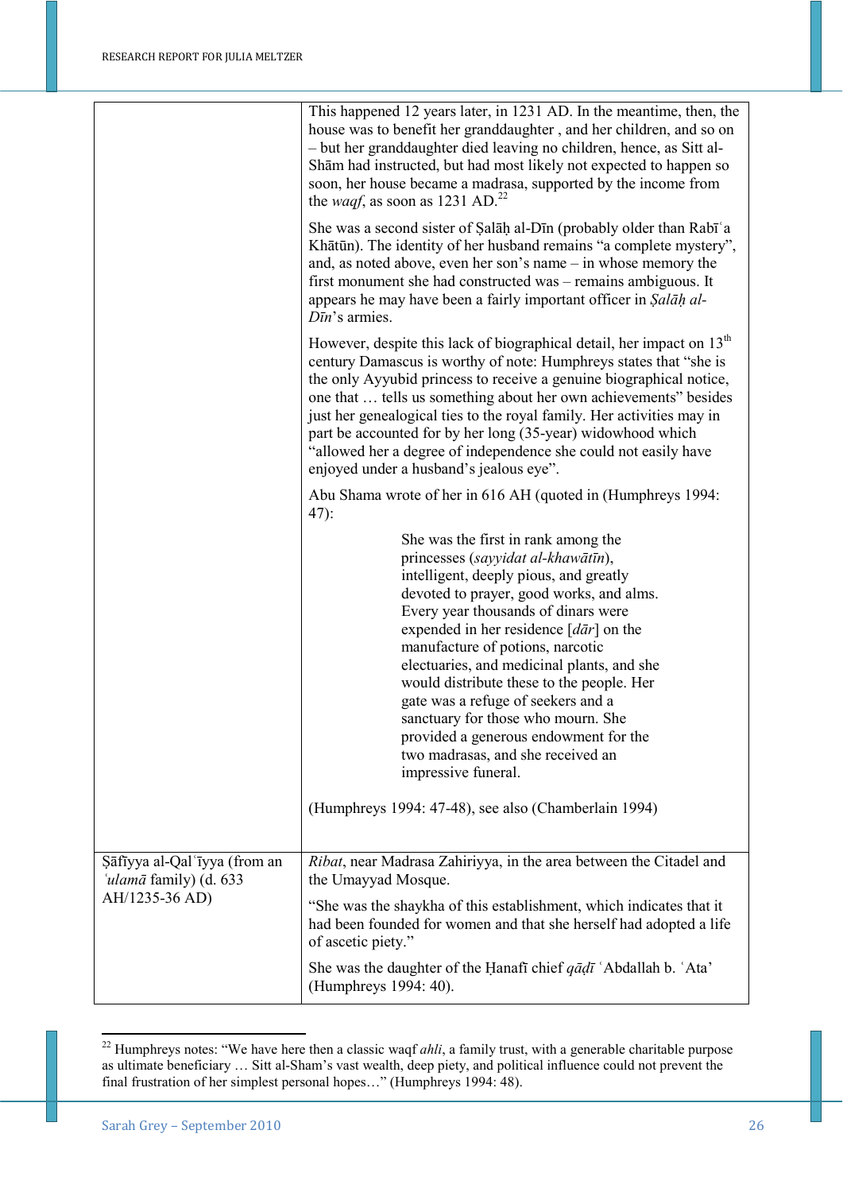| | |
|---|---|
| | This happened 12 years later, in 1231 AD. In the meantime, then, the house was to benefit her granddaughter , and her children, and so on – but her granddaughter died leaving no children, hence, as Sitt al-Shām had instructed, but had most likely not expected to happen so soon, her house became a madrasa, supported by the income from the *waqf*, as soon as 1231 AD.[22]<br><br>She was a second sister of Ṣalāḥ al-Dīn (probably older than Rabīʿa Khātūn). The identity of her husband remains "a complete mystery", and, as noted above, even her son's name – in whose memory the first monument she had constructed was – remains ambiguous. It appears he may have been a fairly important officer in *Ṣalāḥ al-Dīn*'s armies.<br><br>However, despite this lack of biographical detail, her impact on 13th century Damascus is worthy of note: Humphreys states that "she is the only Ayyubid princess to receive a genuine biographical notice, one that … tells us something about her own achievements" besides just her genealogical ties to the royal family. Her activities may in part be accounted for by her long (35-year) widowhood which "allowed her a degree of independence she could not easily have enjoyed under a husband's jealous eye".<br><br>Abu Shama wrote of her in 616 AH (quoted in (Humphreys 1994: 47):<br><br>> She was the first in rank among the princesses (*sayyidat al-khawātīn*), intelligent, deeply pious, and greatly devoted to prayer, good works, and alms. Every year thousands of dinars were expended in her residence [*dār*] on the manufacture of potions, narcotic electuaries, and medicinal plants, and she would distribute these to the people. Her gate was a refuge of seekers and a sanctuary for those who mourn. She provided a generous endowment for the two madrasas, and she received an impressive funeral.<br><br>(Humphreys 1994: 47-48), see also (Chamberlain 1994) |
| Ṣāfīyya al-Qalʿīyya (from an *ʿulamā* family) (d. 633 AH/1235-36 AD) | *Ribat*, near Madrasa Zahiriyya, in the area between the Citadel and the Umayyad Mosque.<br><br>"She was the shaykha of this establishment, which indicates that it had been founded for women and that she herself had adopted a life of ascetic piety."<br><br>She was the daughter of the Ḥanafī chief *qāḍī* ʿAbdallah b. ʿAta' (Humphreys 1994: 40). |

[22] Humphreys notes: "We have here then a classic waqf *ahli*, a family trust, with a generable charitable purpose as ultimate beneficiary … Sitt al-Sham's vast wealth, deep piety, and political influence could not prevent the final frustration of her simplest personal hopes…" (Humphreys 1994: 48).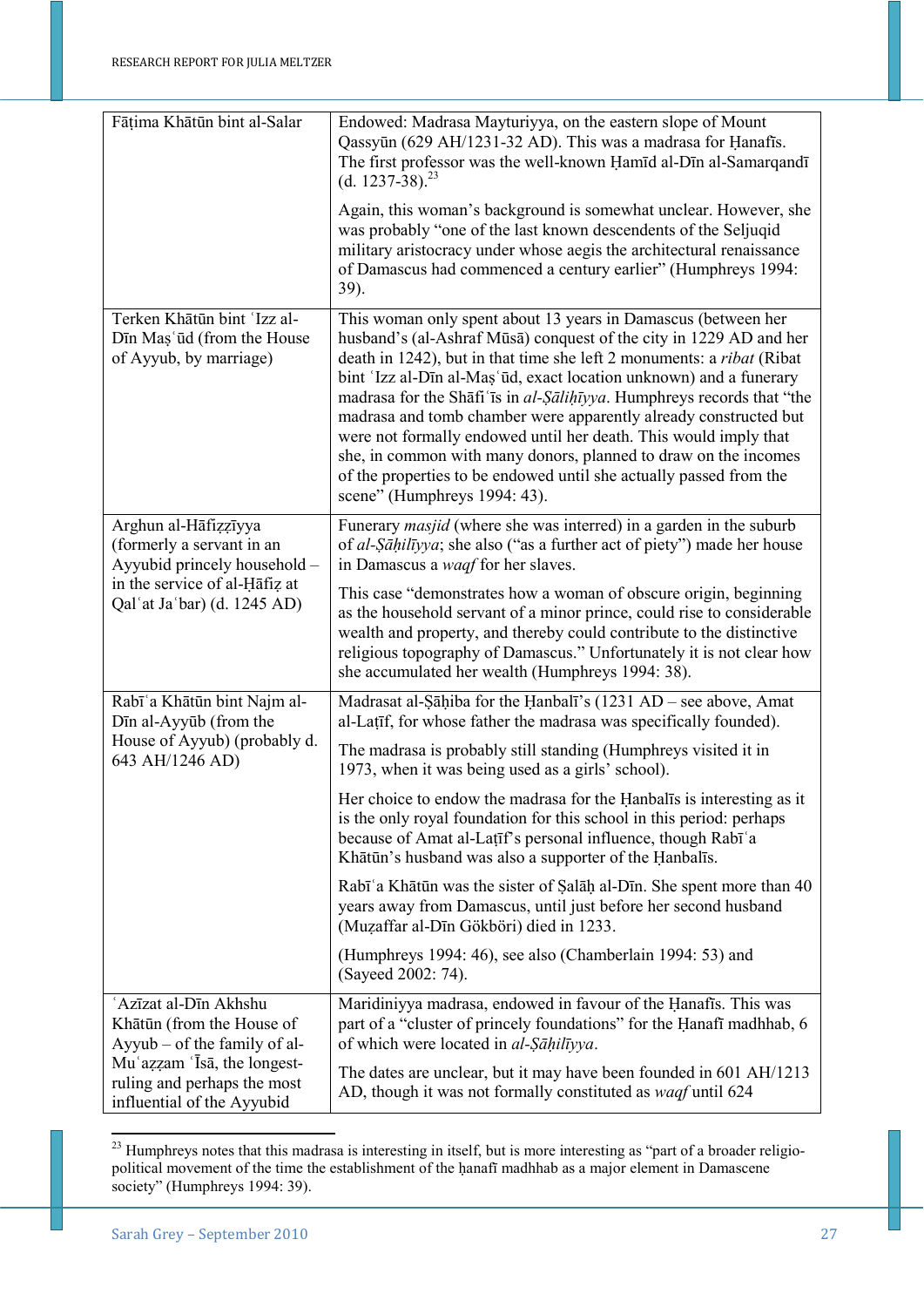| | |
|---|---|
| Fāṭima Khātūn bint al-Salar | Endowed: Madrasa Mayturiyya, on the eastern slope of Mount Qassyūn (629 AH/1231-32 AD). This was a madrasa for Ḥanafīs. The first professor was the well-known Ḥamīd al-Dīn al-Samarqandī (d. 1237-38).[23]<br><br>Again, this woman's background is somewhat unclear. However, she was probably "one of the last known descendents of the Seljuqid military aristocracy under whose aegis the architectural renaissance of Damascus had commenced a century earlier" (Humphreys 1994: 39). |
| Terken Khātūn bint ʿIzz al-Dīn Maṣʿūd (from the House of Ayyub, by marriage) | This woman only spent about 13 years in Damascus (between her husband's (al-Ashraf Mūsā) conquest of the city in 1229 AD and her death in 1242), but in that time she left 2 monuments: a *ribat* (Ribat bint ʿIzz al-Dīn al-Maṣʿūd, exact location unknown) and a funerary madrasa for the Shāfiʿīs in *al-Ṣāliḥīyya*. Humphreys records that "the madrasa and tomb chamber were apparently already constructed but were not formally endowed until her death. This would imply that she, in common with many donors, planned to draw on the incomes of the properties to be endowed until she actually passed from the scene" (Humphreys 1994: 43). |
| Arghun al-Hāfiẓẓīyya (formerly a servant in an Ayyubid princely household – in the service of al-Ḥāfiẓ at Qalʿat Jaʿbar) (d. 1245 AD) | Funerary *masjid* (where she was interred) in a garden in the suburb of *al-Ṣāḥilīyya*; she also ("as a further act of piety") made her house in Damascus a *waqf* for her slaves.<br><br>This case "demonstrates how a woman of obscure origin, beginning as the household servant of a minor prince, could rise to considerable wealth and property, and thereby could contribute to the distinctive religious topography of Damascus." Unfortunately it is not clear how she accumulated her wealth (Humphreys 1994: 38). |
| Rabīʿa Khātūn bint Najm al-Dīn al-Ayyūb (from the House of Ayyub) (probably d. 643 AH/1246 AD) | Madrasat al-Ṣāḥiba for the Ḥanbalī's (1231 AD – see above, Amat al-Laṭīf, for whose father the madrasa was specifically founded).<br><br>The madrasa is probably still standing (Humphreys visited it in 1973, when it was being used as a girls' school).<br><br>Her choice to endow the madrasa for the Ḥanbalīs is interesting as it is the only royal foundation for this school in this period: perhaps because of Amat al-Laṭīf's personal influence, though Rabīʿa Khātūn's husband was also a supporter of the Ḥanbalīs.<br><br>Rabīʿa Khātūn was the sister of Ṣalāḥ al-Dīn. She spent more than 40 years away from Damascus, until just before her second husband (Muẓaffar al-Dīn Gökböri) died in 1233.<br><br>(Humphreys 1994: 46), see also (Chamberlain 1994: 53) and (Sayeed 2002: 74). |
| ʿAzīzat al-Dīn Akhshu Khātūn (from the House of Ayyub – of the family of al-Muʿaẓẓam ʿĪsā, the longest-ruling and perhaps the most influential of the Ayyubid | Maridiniyya madrasa, endowed in favour of the Ḥanafīs. This was part of a "cluster of princely foundations" for the Ḥanafī madhhab, 6 of which were located in *al-Ṣāḥilīyya*.<br><br>The dates are unclear, but it may have been founded in 601 AH/1213 AD, though it was not formally constituted as *waqf* until 624 |

[23] Humphreys notes that this madrasa is interesting in itself, but is more interesting as "part of a broader religio-political movement of the time the establishment of the ḥanafī madhhab as a major element in Damascene society" (Humphreys 1994: 39).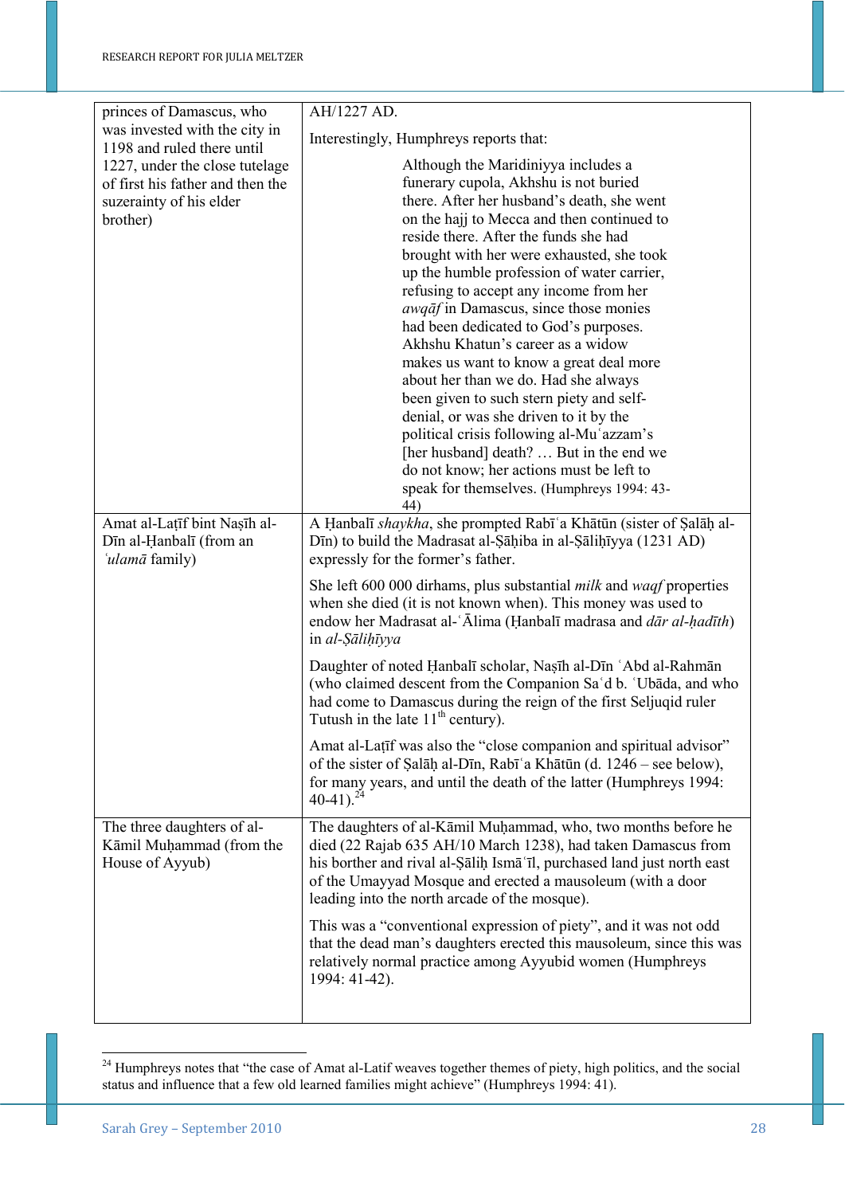| | |
|---|---|
| princes of Damascus, who was invested with the city in 1198 and ruled there until 1227, under the close tutelage of first his father and then the suzerainty of his elder brother) | AH/1227 AD.<br><br>Interestingly, Humphreys reports that:<br><br>> Although the Maridiniyya includes a funerary cupola, Akhshu is not buried there. After her husband's death, she went on the hajj to Mecca and then continued to reside there. After the funds she had brought with her were exhausted, she took up the humble profession of water carrier, refusing to accept any income from her *awqāf* in Damascus, since those monies had been dedicated to God's purposes. Akhshu Khatun's career as a widow makes us want to know a great deal more about her than we do. Had she always been given to such stern piety and self-denial, or was she driven to it by the political crisis following al-Muʿazzam's [her husband] death? … But in the end we do not know; her actions must be left to speak for themselves. (Humphreys 1994: 43-44) |
| Amat al-Laṭīf bint Naṣīh al-Dīn al-Ḥanbalī (from an *ʿulamā* family) | A Ḥanbalī *shaykha*, she prompted Rabīʿa Khātūn (sister of Ṣalāḥ al-Dīn) to build the Madrasat al-Ṣāḥiba in al-Ṣāliḥīyya (1231 AD) expressly for the former's father.<br><br>She left 600 000 dirhams, plus substantial *milk* and *waqf* properties when she died (it is not known when). This money was used to endow her Madrasat al-ʿĀlima (Ḥanbalī madrasa and *dār al-ḥadīth*) in *al-Ṣāliḥīyya*<br><br>Daughter of noted Ḥanbalī scholar, Naṣīh al-Dīn ʿAbd al-Rahmān (who claimed descent from the Companion Saʿd b. ʿUbāda, and who had come to Damascus during the reign of the first Seljuqid ruler Tutush in the late 11th century).<br><br>Amat al-Laṭīf was also the "close companion and spiritual advisor" of the sister of Ṣalāḥ al-Dīn, Rabīʿa Khātūn (d. 1246 – see below), for many years, and until the death of the latter (Humphreys 1994: 40-41).[24] |
| The three daughters of al-Kāmil Muḥammad (from the House of Ayyub) | The daughters of al-Kāmil Muḥammad, who, two months before he died (22 Rajab 635 AH/10 March 1238), had taken Damascus from his borther and rival al-Ṣāliḥ Ismāʿīl, purchased land just north east of the Umayyad Mosque and erected a mausoleum (with a door leading into the north arcade of the mosque).<br><br>This was a "conventional expression of piety", and it was not odd that the dead man's daughters erected this mausoleum, since this was relatively normal practice among Ayyubid women (Humphreys 1994: 41-42). |

[24] Humphreys notes that "the case of Amat al-Latif weaves together themes of piety, high politics, and the social status and influence that a few old learned families might achieve" (Humphreys 1994: 41).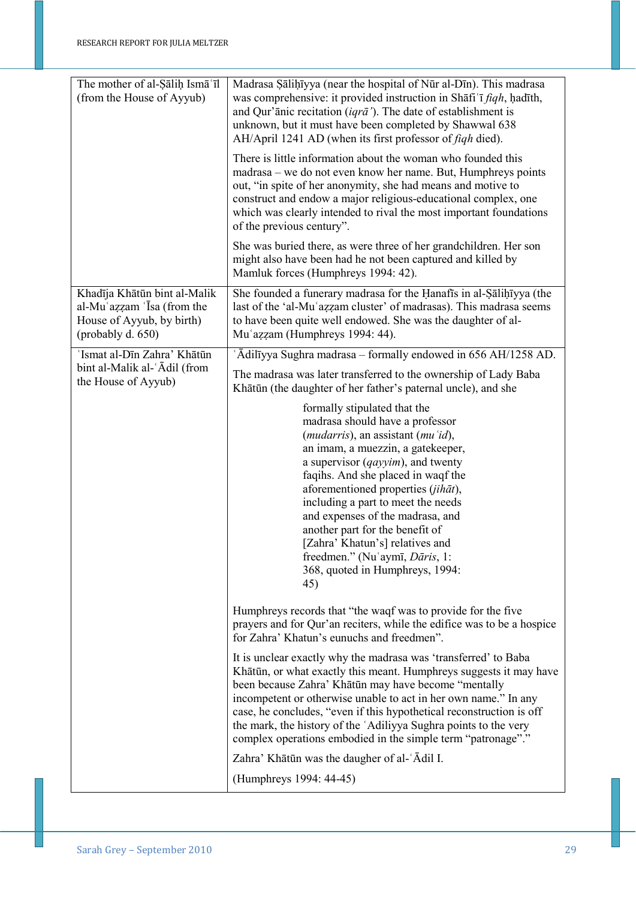| | |
|---|---|
| The mother of al-Ṣāliḥ Ismāʿīl (from the House of Ayyub) | Madrasa Ṣāliḥīyya (near the hospital of Nūr al-Dīn). This madrasa was comprehensive: it provided instruction in Shāfiʿī *fiqh*, ḥadīth, and Qur'ānic recitation (*iqrā'*). The date of establishment is unknown, but it must have been completed by Shawwal 638 AH/April 1241 AD (when its first professor of *fiqh* died).<br><br>There is little information about the woman who founded this madrasa – we do not even know her name. But, Humphreys points out, "in spite of her anonymity, she had means and motive to construct and endow a major religious-educational complex, one which was clearly intended to rival the most important foundations of the previous century".<br><br>She was buried there, as were three of her grandchildren. Her son might also have been had he not been captured and killed by Mamluk forces (Humphreys 1994: 42). |
| Khadīja Khātūn bint al-Malik al-Muʿaẓẓam ʿĪsa (from the House of Ayyub, by birth) (probably d. 650) | She founded a funerary madrasa for the Ḥanafīs in al-Ṣāliḥīyya (the last of the 'al-Muʿaẓẓam cluster' of madrasas). This madrasa seems to have been quite well endowed. She was the daughter of al-Muʿaẓẓam (Humphreys 1994: 44). |
| ʿIsmat al-Dīn Zahra' Khātūn bint al-Malik al-ʿĀdil (from the House of Ayyub) | ʿĀdilīyya Sughra madrasa – formally endowed in 656 AH/1258 AD.<br><br>The madrasa was later transferred to the ownership of Lady Baba Khātūn (the daughter of her father's paternal uncle), and she<br><br>> formally stipulated that the madrasa should have a professor (*mudarris*), an assistant (*muʿid*), an imam, a muezzin, a gatekeeper, a supervisor (*qayyim*), and twenty faqihs. And she placed in waqf the aforementioned properties (*jihāt*), including a part to meet the needs and expenses of the madrasa, and another part for the benefit of [Zahra' Khatun's] relatives and freedmen." (Nuʿaymī, *Dāris*, 1: 368, quoted in Humphreys, 1994: 45)<br><br>Humphreys records that "the waqf was to provide for the five prayers and for Qur'an reciters, while the edifice was to be a hospice for Zahra' Khatun's eunuchs and freedmen".<br><br>It is unclear exactly why the madrasa was 'transferred' to Baba Khātūn, or what exactly this meant. Humphreys suggests it may have been because Zahra' Khātūn may have become "mentally incompetent or otherwise unable to act in her own name." In any case, he concludes, "even if this hypothetical reconstruction is off the mark, the history of the ʿAdiliyya Sughra points to the very complex operations embodied in the simple term "patronage"."<br><br>Zahra' Khātūn was the daugher of al-ʿĀdil I.<br><br>(Humphreys 1994: 44-45) |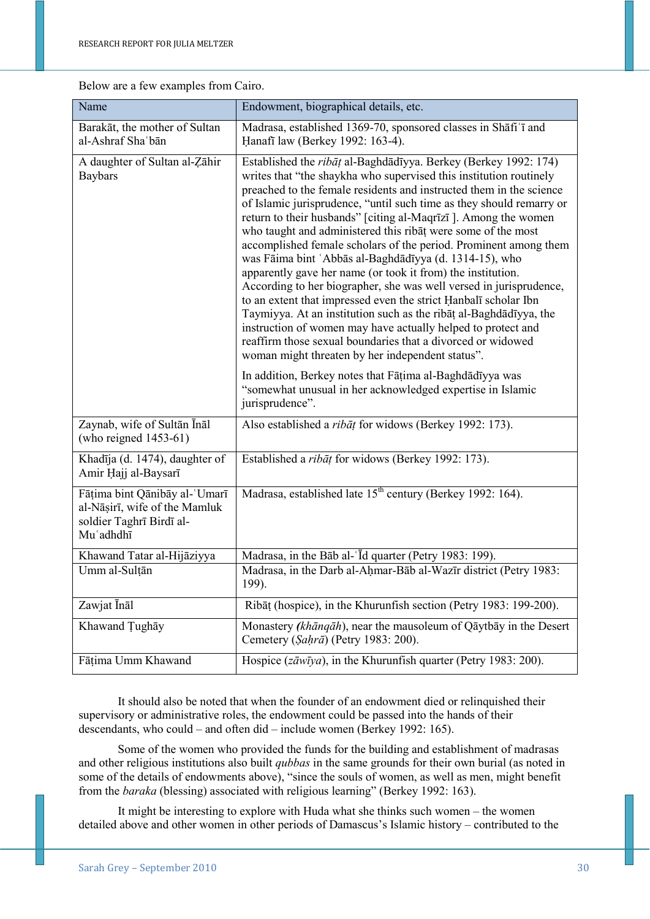Below are a few examples from Cairo.

| Name | Endowment, biographical details, etc. |
| --- | --- |
| Barakāt, the mother of Sultan al-Ashraf Shaʿbān | Madrasa, established 1369-70, sponsored classes in Shāfiʿī and Ḥanafī law (Berkey 1992: 163-4). |
| A daughter of Sultan al-Ẓāhir Baybars | Established the *ribāṭ* al-Baghdādīyya. Berkey (Berkey 1992: 174) writes that "the shaykha who supervised this institution routinely preached to the female residents and instructed them in the science of Islamic jurisprudence, "until such time as they should remarry or return to their husbands" [citing al-Maqrīzī ]. Among the women who taught and administered this ribāṭ were some of the most accomplished female scholars of the period. Prominent among them was Fāima bint ʿAbbās al-Baghdādīyya (d. 1314-15), who apparently gave her name (or took it from) the institution. According to her biographer, she was well versed in jurisprudence, to an extent that impressed even the strict Ḥanbalī scholar Ibn Taymiyya. At an institution such as the ribāṭ al-Baghdādīyya, the instruction of women may have actually helped to protect and reaffirm those sexual boundaries that a divorced or widowed woman might threaten by her independent status". <br><br> In addition, Berkey notes that Fāṭima al-Baghdādīyya was "somewhat unusual in her acknowledged expertise in Islamic jurisprudence". |
| Zaynab, wife of Sultān Īnāl (who reigned 1453-61) | Also established a *ribāṭ* for widows (Berkey 1992: 173). |
| Khadīja (d. 1474), daughter of Amir Ḥajj al-Baysarī | Established a *ribāṭ* for widows (Berkey 1992: 173). |
| Fāṭima bint Qānibāy al-ʿUmarī al-Nāṣirī, wife of the Mamluk soldier Taghrī Birdī al-Muʿadhdhī | Madrasa, established late 15th century (Berkey 1992: 164). |
| Khawand Tatar al-Hijāziyya | Madrasa, in the Bāb al-ʿĪd quarter (Petry 1983: 199). |
| Umm al-Sulṭān | Madrasa, in the Darb al-Aḥmar-Bāb al-Wazīr district (Petry 1983: 199). |
| Zawjat Īnāl | Ribāṭ (hospice), in the Khurunfish section (Petry 1983: 199-200). |
| Khawand Ṭughāy | Monastery *(khānqāh*), near the mausoleum of Qāytbāy in the Desert Cemetery (*Ṣaḥrā*) (Petry 1983: 200). |
| Fāṭima Umm Khawand | Hospice (*zāwīya*), in the Khurunfish quarter (Petry 1983: 200). |

It should also be noted that when the founder of an endowment died or relinquished their supervisory or administrative roles, the endowment could be passed into the hands of their descendants, who could – and often did – include women (Berkey 1992: 165).

Some of the women who provided the funds for the building and establishment of madrasas and other religious institutions also built *qubbas* in the same grounds for their own burial (as noted in some of the details of endowments above), "since the souls of women, as well as men, might benefit from the *baraka* (blessing) associated with religious learning" (Berkey 1992: 163).

It might be interesting to explore with Huda what she thinks such women – the women detailed above and other women in other periods of Damascus's Islamic history – contributed to the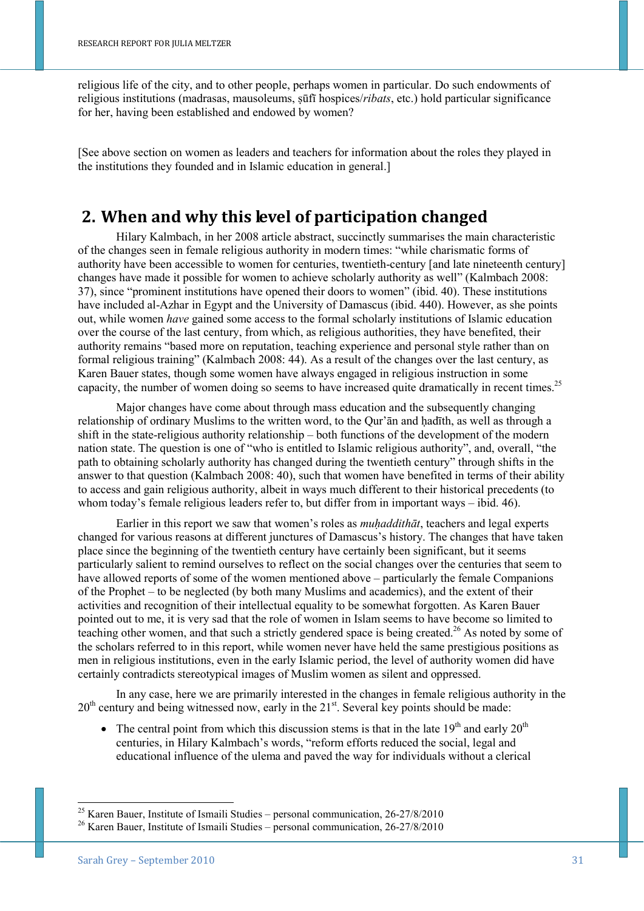religious life of the city, and to other people, perhaps women in particular. Do such endowments of religious institutions (madrasas, mausoleums, ṣūfī hospices/*ribats*, etc.) hold particular significance for her, having been established and endowed by women?

[See above section on women as leaders and teachers for information about the roles they played in the institutions they founded and in Islamic education in general.]

## 2. When and why this level of participation changed

Hilary Kalmbach, in her 2008 article abstract, succinctly summarises the main characteristic of the changes seen in female religious authority in modern times: "while charismatic forms of authority have been accessible to women for centuries, twentieth-century [and late nineteenth century] changes have made it possible for women to achieve scholarly authority as well" (Kalmbach 2008: 37), since "prominent institutions have opened their doors to women" (ibid. 40). These institutions have included al-Azhar in Egypt and the University of Damascus (ibid. 440). However, as she points out, while women *have* gained some access to the formal scholarly institutions of Islamic education over the course of the last century, from which, as religious authorities, they have benefited, their authority remains "based more on reputation, teaching experience and personal style rather than on formal religious training" (Kalmbach 2008: 44). As a result of the changes over the last century, as Karen Bauer states, though some women have always engaged in religious instruction in some capacity, the number of women doing so seems to have increased quite dramatically in recent times.[25]

Major changes have come about through mass education and the subsequently changing relationship of ordinary Muslims to the written word, to the Qur'ān and ḥadīth, as well as through a shift in the state-religious authority relationship – both functions of the development of the modern nation state. The question is one of "who is entitled to Islamic religious authority", and, overall, "the path to obtaining scholarly authority has changed during the twentieth century" through shifts in the answer to that question (Kalmbach 2008: 40), such that women have benefited in terms of their ability to access and gain religious authority, albeit in ways much different to their historical precedents (to whom today's female religious leaders refer to, but differ from in important ways – ibid. 46).

Earlier in this report we saw that women's roles as *muḥaddithāt*, teachers and legal experts changed for various reasons at different junctures of Damascus's history. The changes that have taken place since the beginning of the twentieth century have certainly been significant, but it seems particularly salient to remind ourselves to reflect on the social changes over the centuries that seem to have allowed reports of some of the women mentioned above – particularly the female Companions of the Prophet – to be neglected (by both many Muslims and academics), and the extent of their activities and recognition of their intellectual equality to be somewhat forgotten. As Karen Bauer pointed out to me, it is very sad that the role of women in Islam seems to have become so limited to teaching other women, and that such a strictly gendered space is being created.[26] As noted by some of the scholars referred to in this report, while women never have held the same prestigious positions as men in religious institutions, even in the early Islamic period, the level of authority women did have certainly contradicts stereotypical images of Muslim women as silent and oppressed.

In any case, here we are primarily interested in the changes in female religious authority in the 20th century and being witnessed now, early in the 21st. Several key points should be made:

- The central point from which this discussion stems is that in the late 19th and early 20th centuries, in Hilary Kalmbach's words, "reform efforts reduced the social, legal and educational influence of the ulema and paved the way for individuals without a clerical

---

[25] Karen Bauer, Institute of Ismaili Studies – personal communication, 26-27/8/2010

[26] Karen Bauer, Institute of Ismaili Studies – personal communication, 26-27/8/2010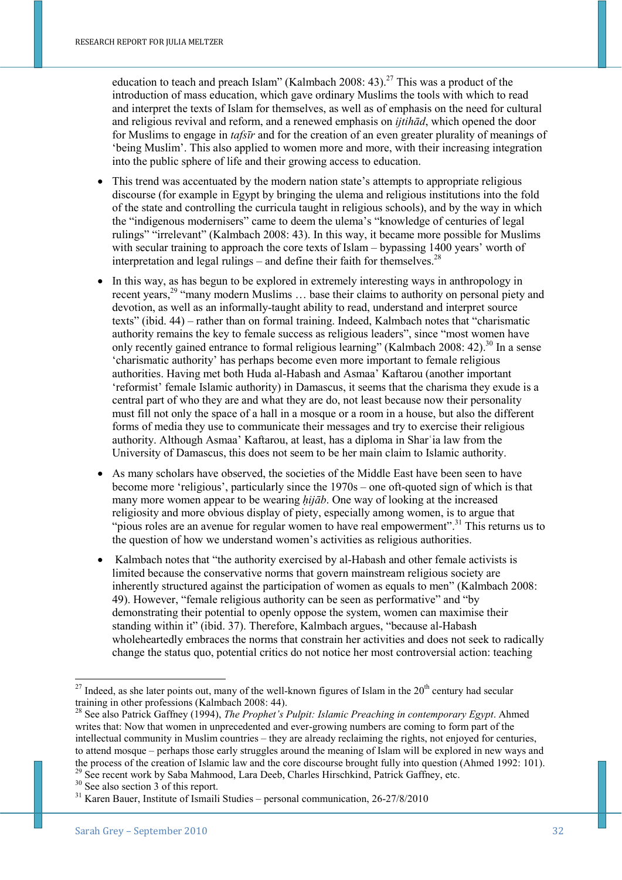education to teach and preach Islam" (Kalmbach 2008: 43).[27] This was a product of the introduction of mass education, which gave ordinary Muslims the tools with which to read and interpret the texts of Islam for themselves, as well as of emphasis on the need for cultural and religious revival and reform, and a renewed emphasis on *ijtihād*, which opened the door for Muslims to engage in *tafsīr* and for the creation of an even greater plurality of meanings of 'being Muslim'. This also applied to women more and more, with their increasing integration into the public sphere of life and their growing access to education.

- This trend was accentuated by the modern nation state's attempts to appropriate religious discourse (for example in Egypt by bringing the ulema and religious institutions into the fold of the state and controlling the curricula taught in religious schools), and by the way in which the "indigenous modernisers" came to deem the ulema's "knowledge of centuries of legal rulings" "irrelevant" (Kalmbach 2008: 43). In this way, it became more possible for Muslims with secular training to approach the core texts of Islam – bypassing 1400 years' worth of interpretation and legal rulings – and define their faith for themselves.[28]

- In this way, as has begun to be explored in extremely interesting ways in anthropology in recent years,[29] "many modern Muslims … base their claims to authority on personal piety and devotion, as well as an informally-taught ability to read, understand and interpret source texts" (ibid. 44) – rather than on formal training. Indeed, Kalmbach notes that "charismatic authority remains the key to female success as religious leaders", since "most women have only recently gained entrance to formal religious learning" (Kalmbach 2008: 42).[30] In a sense 'charismatic authority' has perhaps become even more important to female religious authorities. Having met both Huda al-Habash and Asmaa' Kaftarou (another important 'reformist' female Islamic authority) in Damascus, it seems that the charisma they exude is a central part of who they are and what they are do, not least because now their personality must fill not only the space of a hall in a mosque or a room in a house, but also the different forms of media they use to communicate their messages and try to exercise their religious authority. Although Asmaa' Kaftarou, at least, has a diploma in Sharʿia law from the University of Damascus, this does not seem to be her main claim to Islamic authority.

- As many scholars have observed, the societies of the Middle East have been seen to have become more 'religious', particularly since the 1970s – one oft-quoted sign of which is that many more women appear to be wearing *ḥijāb*. One way of looking at the increased religiosity and more obvious display of piety, especially among women, is to argue that "pious roles are an avenue for regular women to have real empowerment".[31] This returns us to the question of how we understand women's activities as religious authorities.

- Kalmbach notes that "the authority exercised by al-Habash and other female activists is limited because the conservative norms that govern mainstream religious society are inherently structured against the participation of women as equals to men" (Kalmbach 2008: 49). However, "female religious authority can be seen as performative" and "by demonstrating their potential to openly oppose the system, women can maximise their standing within it" (ibid. 37). Therefore, Kalmbach argues, "because al-Habash wholeheartedly embraces the norms that constrain her activities and does not seek to radically change the status quo, potential critics do not notice her most controversial action: teaching

---

[27] Indeed, as she later points out, many of the well-known figures of Islam in the 20th century had secular training in other professions (Kalmbach 2008: 44).

[28] See also Patrick Gaffney (1994), *The Prophet's Pulpit: Islamic Preaching in contemporary Egypt*. Ahmed writes that: Now that women in unprecedented and ever-growing numbers are coming to form part of the intellectual community in Muslim countries – they are already reclaiming the rights, not enjoyed for centuries, to attend mosque – perhaps those early struggles around the meaning of Islam will be explored in new ways and the process of the creation of Islamic law and the core discourse brought fully into question (Ahmed 1992: 101).

[29] See recent work by Saba Mahmood, Lara Deeb, Charles Hirschkind, Patrick Gaffney, etc.

[30] See also section 3 of this report.

[31] Karen Bauer, Institute of Ismaili Studies – personal communication, 26-27/8/2010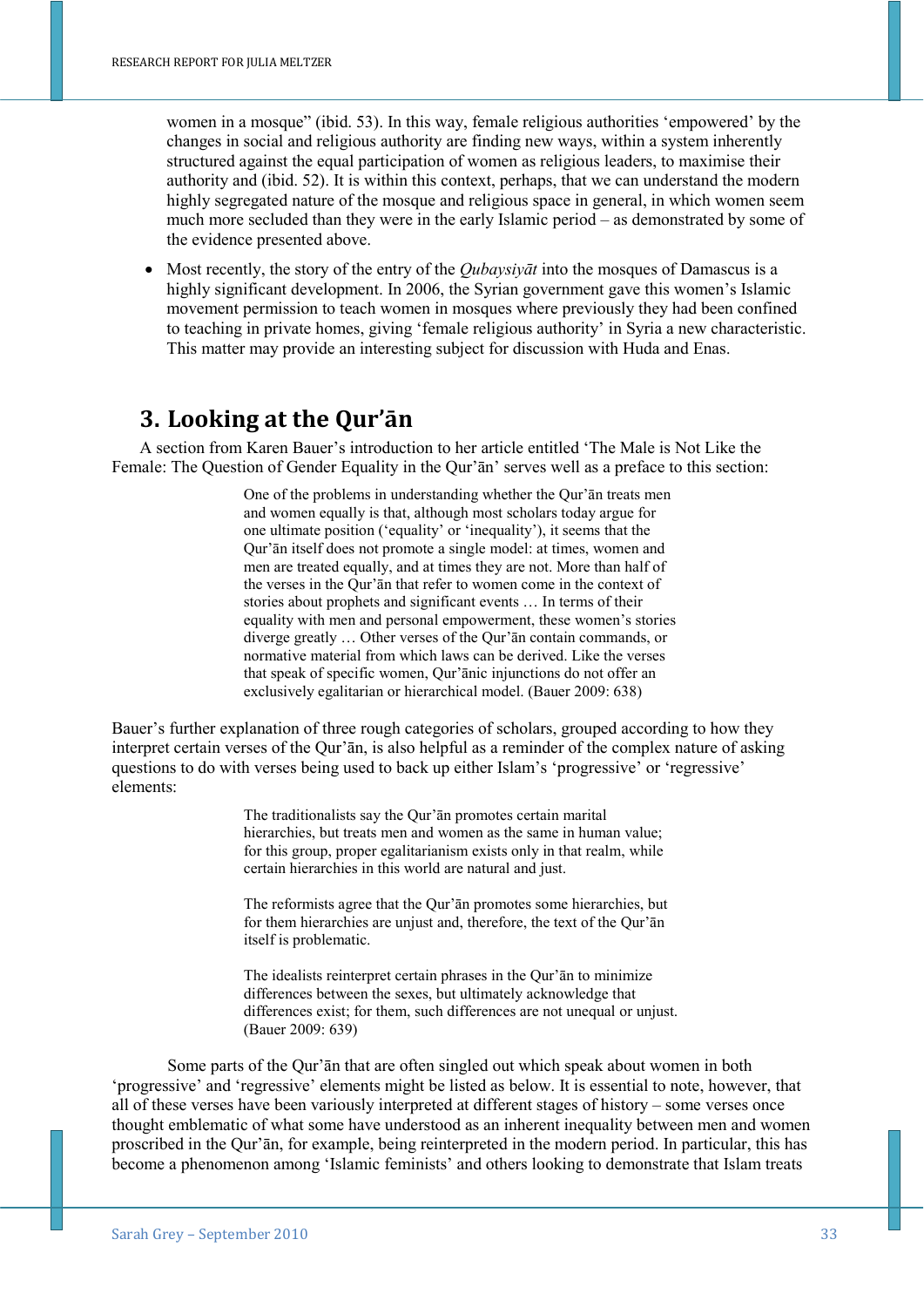women in a mosque" (ibid. 53). In this way, female religious authorities 'empowered' by the changes in social and religious authority are finding new ways, within a system inherently structured against the equal participation of women as religious leaders, to maximise their authority and (ibid. 52). It is within this context, perhaps, that we can understand the modern highly segregated nature of the mosque and religious space in general, in which women seem much more secluded than they were in the early Islamic period – as demonstrated by some of the evidence presented above.

- Most recently, the story of the entry of the *Qubaysiyāt* into the mosques of Damascus is a highly significant development. In 2006, the Syrian government gave this women's Islamic movement permission to teach women in mosques where previously they had been confined to teaching in private homes, giving 'female religious authority' in Syria a new characteristic. This matter may provide an interesting subject for discussion with Huda and Enas.

## 3. Looking at the Qur'ān

A section from Karen Bauer's introduction to her article entitled 'The Male is Not Like the Female: The Question of Gender Equality in the Qur'ān' serves well as a preface to this section:

> One of the problems in understanding whether the Qur'ān treats men and women equally is that, although most scholars today argue for one ultimate position ('equality' or 'inequality'), it seems that the Qur'ān itself does not promote a single model: at times, women and men are treated equally, and at times they are not. More than half of the verses in the Qur'ān that refer to women come in the context of stories about prophets and significant events … In terms of their equality with men and personal empowerment, these women's stories diverge greatly … Other verses of the Qur'ān contain commands, or normative material from which laws can be derived. Like the verses that speak of specific women, Qur'ānic injunctions do not offer an exclusively egalitarian or hierarchical model. (Bauer 2009: 638)

Bauer's further explanation of three rough categories of scholars, grouped according to how they interpret certain verses of the Qur'ān, is also helpful as a reminder of the complex nature of asking questions to do with verses being used to back up either Islam's 'progressive' or 'regressive' elements:

> The traditionalists say the Qur'ān promotes certain marital hierarchies, but treats men and women as the same in human value; for this group, proper egalitarianism exists only in that realm, while certain hierarchies in this world are natural and just.
>
> The reformists agree that the Qur'ān promotes some hierarchies, but for them hierarchies are unjust and, therefore, the text of the Qur'ān itself is problematic.
>
> The idealists reinterpret certain phrases in the Qur'ān to minimize differences between the sexes, but ultimately acknowledge that differences exist; for them, such differences are not unequal or unjust. (Bauer 2009: 639)

Some parts of the Qur'ān that are often singled out which speak about women in both 'progressive' and 'regressive' elements might be listed as below. It is essential to note, however, that all of these verses have been variously interpreted at different stages of history – some verses once thought emblematic of what some have understood as an inherent inequality between men and women proscribed in the Qur'ān, for example, being reinterpreted in the modern period. In particular, this has become a phenomenon among 'Islamic feminists' and others looking to demonstrate that Islam treats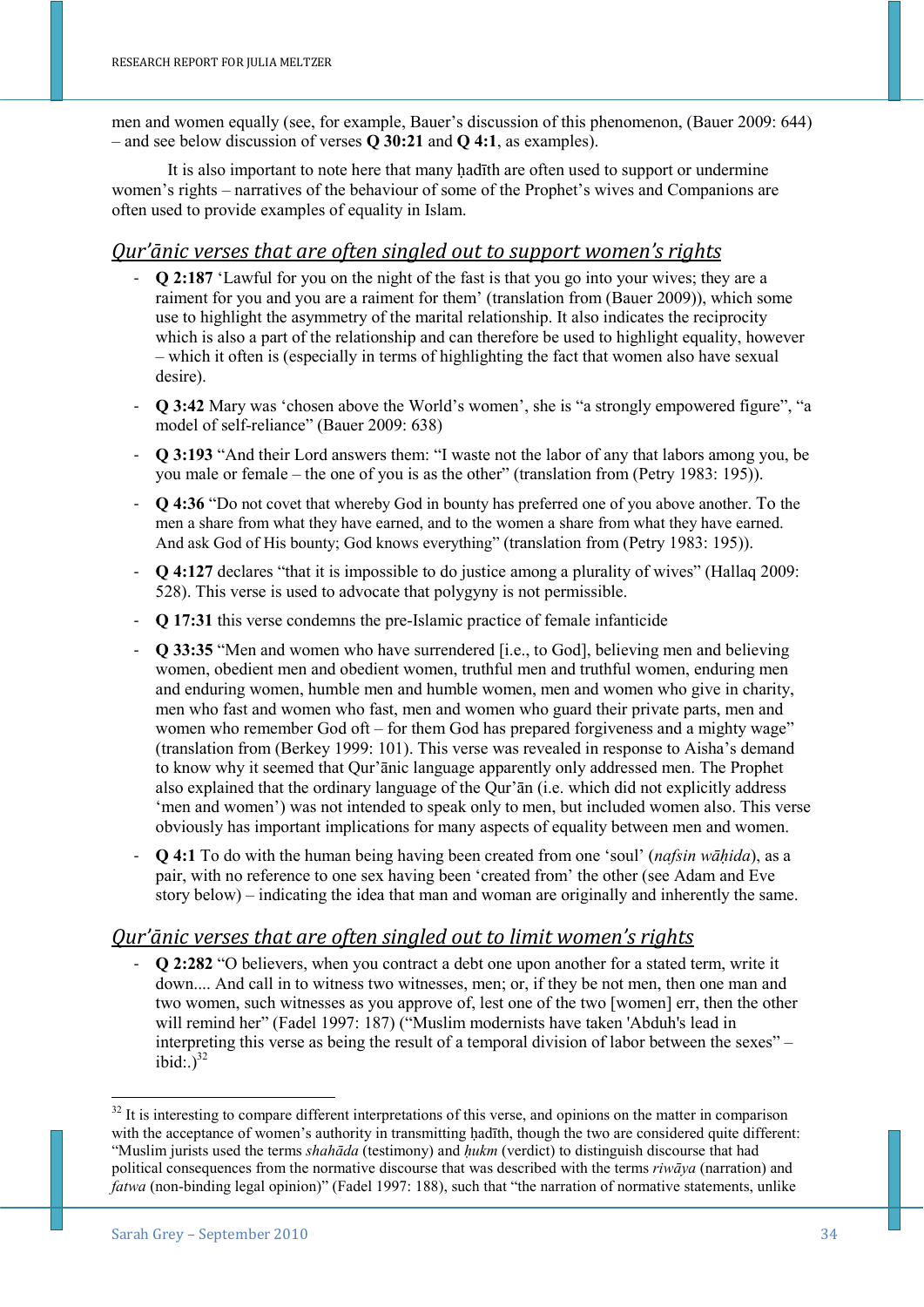men and women equally (see, for example, Bauer's discussion of this phenomenon, (Bauer 2009: 644) – and see below discussion of verses **Q 30:21** and **Q 4:1**, as examples).

It is also important to note here that many ḥadīth are often used to support or undermine women's rights – narratives of the behaviour of some of the Prophet's wives and Companions are often used to provide examples of equality in Islam.

## *Qur'ānic verses that are often singled out to support women's rights*

- **Q 2:187** 'Lawful for you on the night of the fast is that you go into your wives; they are a raiment for you and you are a raiment for them' (translation from (Bauer 2009)), which some use to highlight the asymmetry of the marital relationship. It also indicates the reciprocity which is also a part of the relationship and can therefore be used to highlight equality, however – which it often is (especially in terms of highlighting the fact that women also have sexual desire).
- **Q 3:42** Mary was 'chosen above the World's women', she is "a strongly empowered figure", "a model of self-reliance" (Bauer 2009: 638)
- **Q 3:193** "And their Lord answers them: "I waste not the labor of any that labors among you, be you male or female – the one of you is as the other" (translation from (Petry 1983: 195)).
- **Q 4:36** "Do not covet that whereby God in bounty has preferred one of you above another. To the men a share from what they have earned, and to the women a share from what they have earned. And ask God of His bounty; God knows everything" (translation from (Petry 1983: 195)).
- **Q 4:127** declares "that it is impossible to do justice among a plurality of wives" (Hallaq 2009: 528). This verse is used to advocate that polygyny is not permissible.
- **Q 17:31** this verse condemns the pre-Islamic practice of female infanticide
- **Q 33:35** "Men and women who have surrendered [i.e., to God], believing men and believing women, obedient men and obedient women, truthful men and truthful women, enduring men and enduring women, humble men and humble women, men and women who give in charity, men who fast and women who fast, men and women who guard their private parts, men and women who remember God oft – for them God has prepared forgiveness and a mighty wage" (translation from (Berkey 1999: 101). This verse was revealed in response to Aisha's demand to know why it seemed that Qur'ānic language apparently only addressed men. The Prophet also explained that the ordinary language of the Qur'ān (i.e. which did not explicitly address 'men and women') was not intended to speak only to men, but included women also. This verse obviously has important implications for many aspects of equality between men and women.
- **Q 4:1** To do with the human being having been created from one 'soul' (*nafsin wāḥida*), as a pair, with no reference to one sex having been 'created from' the other (see Adam and Eve story below) – indicating the idea that man and woman are originally and inherently the same.

## *Qur'ānic verses that are often singled out to limit women's rights*

- **Q 2:282** "O believers, when you contract a debt one upon another for a stated term, write it down.... And call in to witness two witnesses, men; or, if they be not men, then one man and two women, such witnesses as you approve of, lest one of the two [women] err, then the other will remind her" (Fadel 1997: 187) ("Muslim modernists have taken 'Abduh's lead in interpreting this verse as being the result of a temporal division of labor between the sexes" – ibid:.)[32]

[32] It is interesting to compare different interpretations of this verse, and opinions on the matter in comparison with the acceptance of women's authority in transmitting ḥadīth, though the two are considered quite different: "Muslim jurists used the terms *shahāda* (testimony) and *ḥukm* (verdict) to distinguish discourse that had political consequences from the normative discourse that was described with the terms *riwāya* (narration) and *fatwa* (non-binding legal opinion)" (Fadel 1997: 188), such that "the narration of normative statements, unlike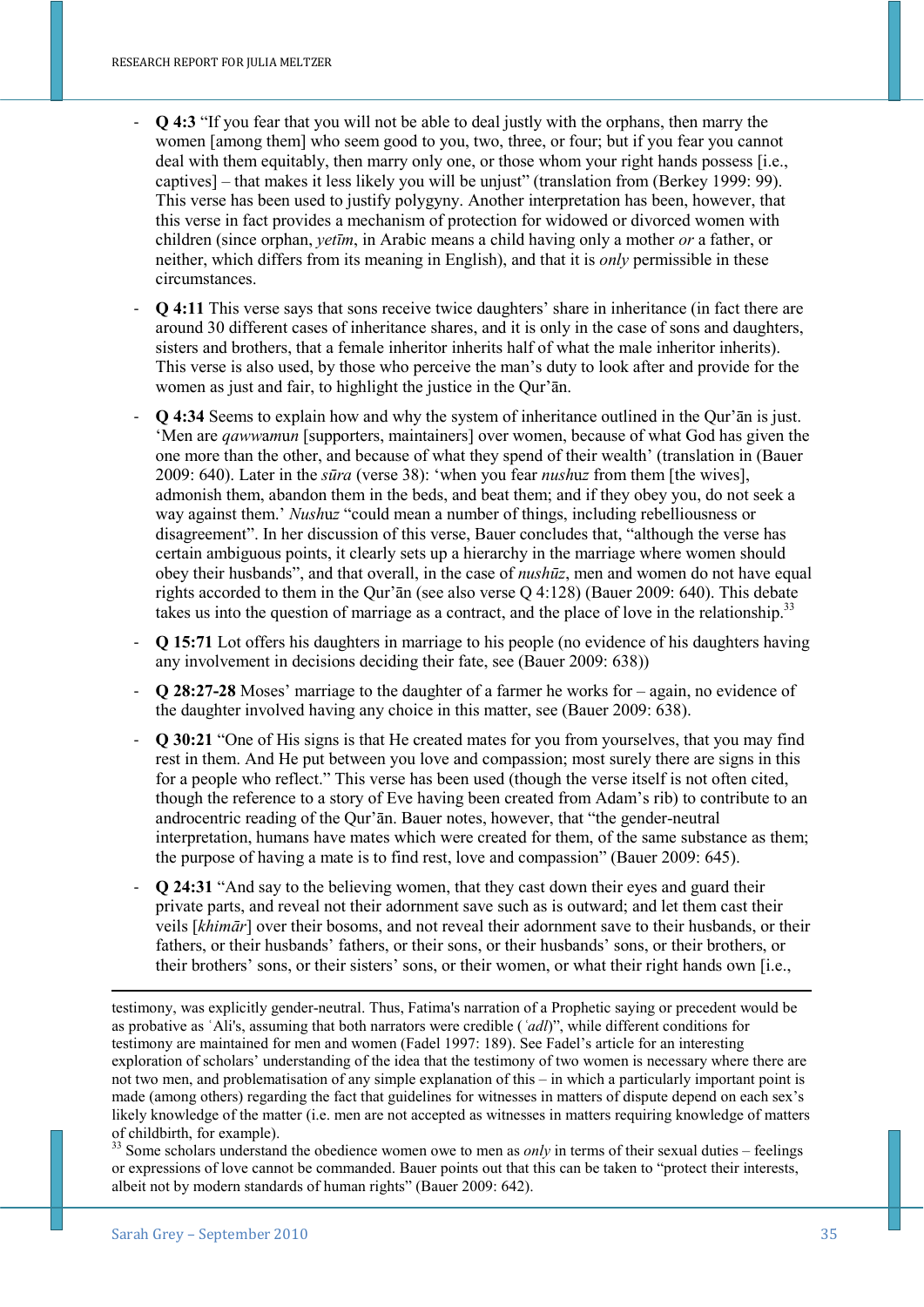- **Q 4:3** "If you fear that you will not be able to deal justly with the orphans, then marry the women [among them] who seem good to you, two, three, or four; but if you fear you cannot deal with them equitably, then marry only one, or those whom your right hands possess [i.e., captives] – that makes it less likely you will be unjust" (translation from (Berkey 1999: 99). This verse has been used to justify polygyny. Another interpretation has been, however, that this verse in fact provides a mechanism of protection for widowed or divorced women with children (since orphan, *yetīm*, in Arabic means a child having only a mother *or* a father, or neither, which differs from its meaning in English), and that it is *only* permissible in these circumstances.

- **Q 4:11** This verse says that sons receive twice daughters' share in inheritance (in fact there are around 30 different cases of inheritance shares, and it is only in the case of sons and daughters, sisters and brothers, that a female inheritor inherits half of what the male inheritor inherits). This verse is also used, by those who perceive the man's duty to look after and provide for the women as just and fair, to highlight the justice in the Qur'ān.

- **Q 4:34** Seems to explain how and why the system of inheritance outlined in the Qur'ān is just. 'Men are *qawwamun* [supporters, maintainers] over women, because of what God has given the one more than the other, and because of what they spend of their wealth' (translation in (Bauer 2009: 640). Later in the *sūra* (verse 38): 'when you fear *nushuz* from them [the wives], admonish them, abandon them in the beds, and beat them; and if they obey you, do not seek a way against them.' *Nushuz* "could mean a number of things, including rebelliousness or disagreement". In her discussion of this verse, Bauer concludes that, "although the verse has certain ambiguous points, it clearly sets up a hierarchy in the marriage where women should obey their husbands", and that overall, in the case of *nushūz*, men and women do not have equal rights accorded to them in the Qur'ān (see also verse Q 4:128) (Bauer 2009: 640). This debate takes us into the question of marriage as a contract, and the place of love in the relationship.[33]

- **Q 15:71** Lot offers his daughters in marriage to his people (no evidence of his daughters having any involvement in decisions deciding their fate, see (Bauer 2009: 638))

- **Q 28:27-28** Moses' marriage to the daughter of a farmer he works for – again, no evidence of the daughter involved having any choice in this matter, see (Bauer 2009: 638).

- **Q 30:21** "One of His signs is that He created mates for you from yourselves, that you may find rest in them. And He put between you love and compassion; most surely there are signs in this for a people who reflect." This verse has been used (though the verse itself is not often cited, though the reference to a story of Eve having been created from Adam's rib) to contribute to an androcentric reading of the Qur'ān. Bauer notes, however, that "the gender-neutral interpretation, humans have mates which were created for them, of the same substance as them; the purpose of having a mate is to find rest, love and compassion" (Bauer 2009: 645).

- **Q 24:31** "And say to the believing women, that they cast down their eyes and guard their private parts, and reveal not their adornment save such as is outward; and let them cast their veils [*khimār*] over their bosoms, and not reveal their adornment save to their husbands, or their fathers, or their husbands' fathers, or their sons, or their husbands' sons, or their brothers, or their brothers' sons, or their sisters' sons, or their women, or what their right hands own [i.e.,

---

testimony, was explicitly gender-neutral. Thus, Fatima's narration of a Prophetic saying or precedent would be as probative as ʿAli's, assuming that both narrators were credible (*ʿadl*)", while different conditions for testimony are maintained for men and women (Fadel 1997: 189). See Fadel's article for an interesting exploration of scholars' understanding of the idea that the testimony of two women is necessary where there are not two men, and problematisation of any simple explanation of this – in which a particularly important point is made (among others) regarding the fact that guidelines for witnesses in matters of dispute depend on each sex's likely knowledge of the matter (i.e. men are not accepted as witnesses in matters requiring knowledge of matters of childbirth, for example).

[33] Some scholars understand the obedience women owe to men as *only* in terms of their sexual duties – feelings or expressions of love cannot be commanded. Bauer points out that this can be taken to "protect their interests, albeit not by modern standards of human rights" (Bauer 2009: 642).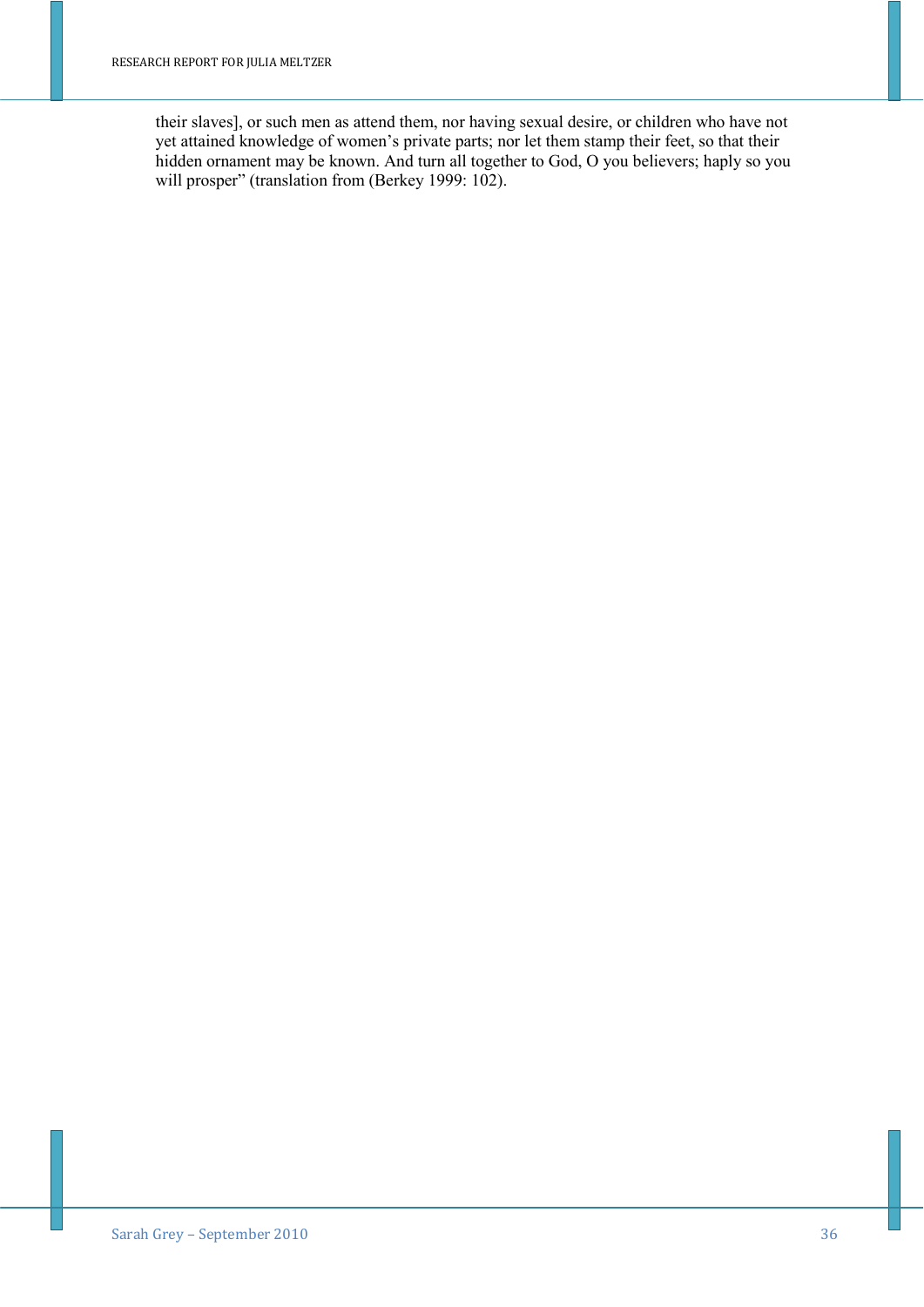their slaves], or such men as attend them, nor having sexual desire, or children who have not yet attained knowledge of women's private parts; nor let them stamp their feet, so that their hidden ornament may be known. And turn all together to God, O you believers; haply so you will prosper" (translation from (Berkey 1999: 102).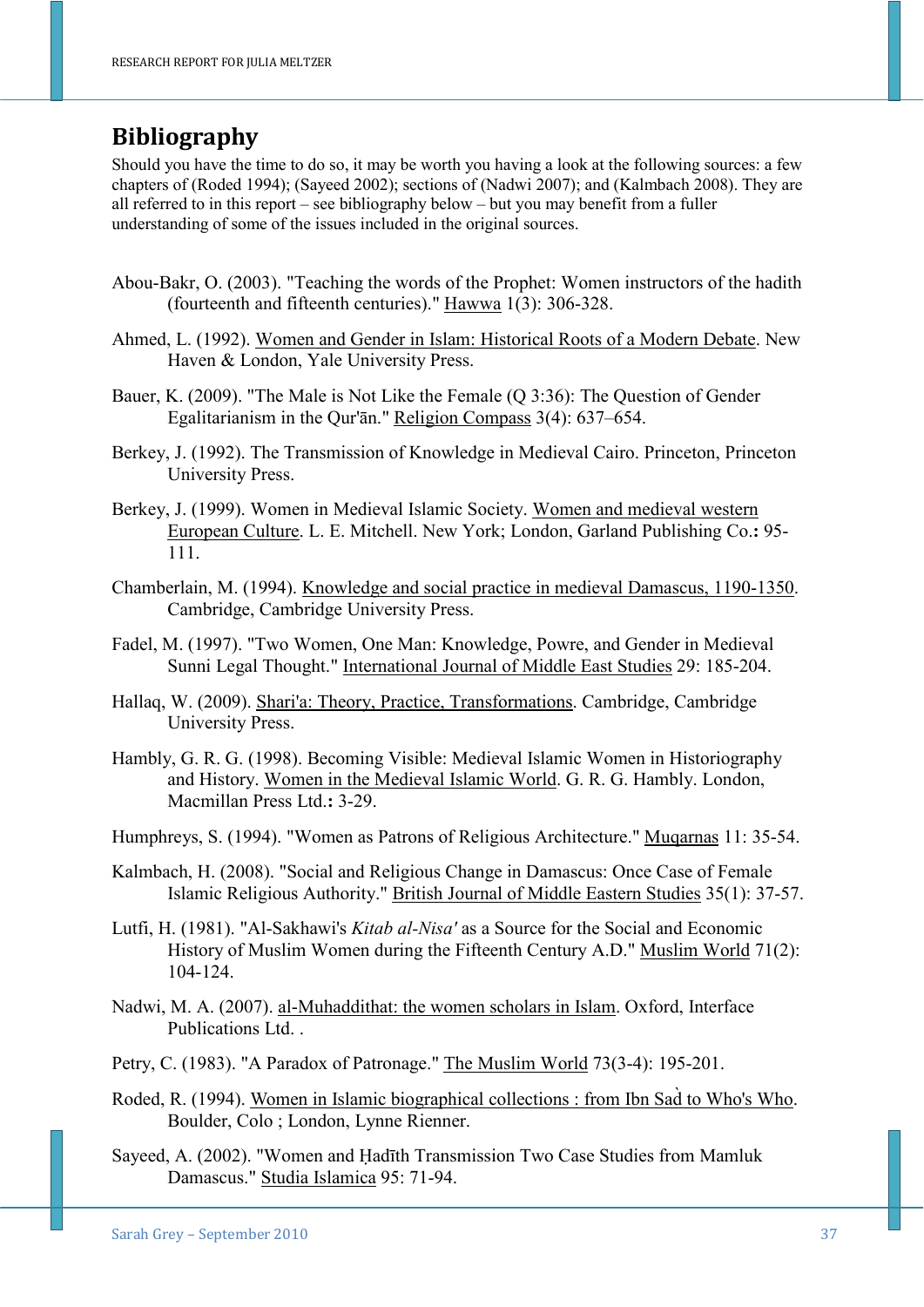# Bibliography

Should you have the time to do so, it may be worth you having a look at the following sources: a few chapters of (Roded 1994); (Sayeed 2002); sections of (Nadwi 2007); and (Kalmbach 2008). They are all referred to in this report – see bibliography below – but you may benefit from a fuller understanding of some of the issues included in the original sources.

Abou-Bakr, O. (2003). "Teaching the words of the Prophet: Women instructors of the hadith (fourteenth and fifteenth centuries)." Hawwa 1(3): 306-328.

Ahmed, L. (1992). Women and Gender in Islam: Historical Roots of a Modern Debate. New Haven & London, Yale University Press.

Bauer, K. (2009). "The Male is Not Like the Female (Q 3:36): The Question of Gender Egalitarianism in the Qur'ān." Religion Compass 3(4): 637–654.

Berkey, J. (1992). The Transmission of Knowledge in Medieval Cairo. Princeton, Princeton University Press.

Berkey, J. (1999). Women in Medieval Islamic Society. Women and medieval western European Culture. L. E. Mitchell. New York; London, Garland Publishing Co.**:** 95-111.

Chamberlain, M. (1994). Knowledge and social practice in medieval Damascus, 1190-1350. Cambridge, Cambridge University Press.

Fadel, M. (1997). "Two Women, One Man: Knowledge, Powre, and Gender in Medieval Sunni Legal Thought." International Journal of Middle East Studies 29: 185-204.

Hallaq, W. (2009). Shari'a: Theory, Practice, Transformations. Cambridge, Cambridge University Press.

Hambly, G. R. G. (1998). Becoming Visible: Medieval Islamic Women in Historiography and History. Women in the Medieval Islamic World. G. R. G. Hambly. London, Macmillan Press Ltd.**:** 3-29.

Humphreys, S. (1994). "Women as Patrons of Religious Architecture." Muqarnas 11: 35-54.

Kalmbach, H. (2008). "Social and Religious Change in Damascus: Once Case of Female Islamic Religious Authority." British Journal of Middle Eastern Studies 35(1): 37-57.

Lutfi, H. (1981). "Al-Sakhawi's *Kitab al-Nisa'* as a Source for the Social and Economic History of Muslim Women during the Fifteenth Century A.D." Muslim World 71(2): 104-124.

Nadwi, M. A. (2007). al-Muhaddithat: the women scholars in Islam. Oxford, Interface Publications Ltd. .

Petry, C. (1983). "A Paradox of Patronage." The Muslim World 73(3-4): 195-201.

Roded, R. (1994). Women in Islamic biographical collections : from Ibn Sad̀ to Who's Who. Boulder, Colo ; London, Lynne Rienner.

Sayeed, A. (2002). "Women and Ḥadīth Transmission Two Case Studies from Mamluk Damascus." Studia Islamica 95: 71-94.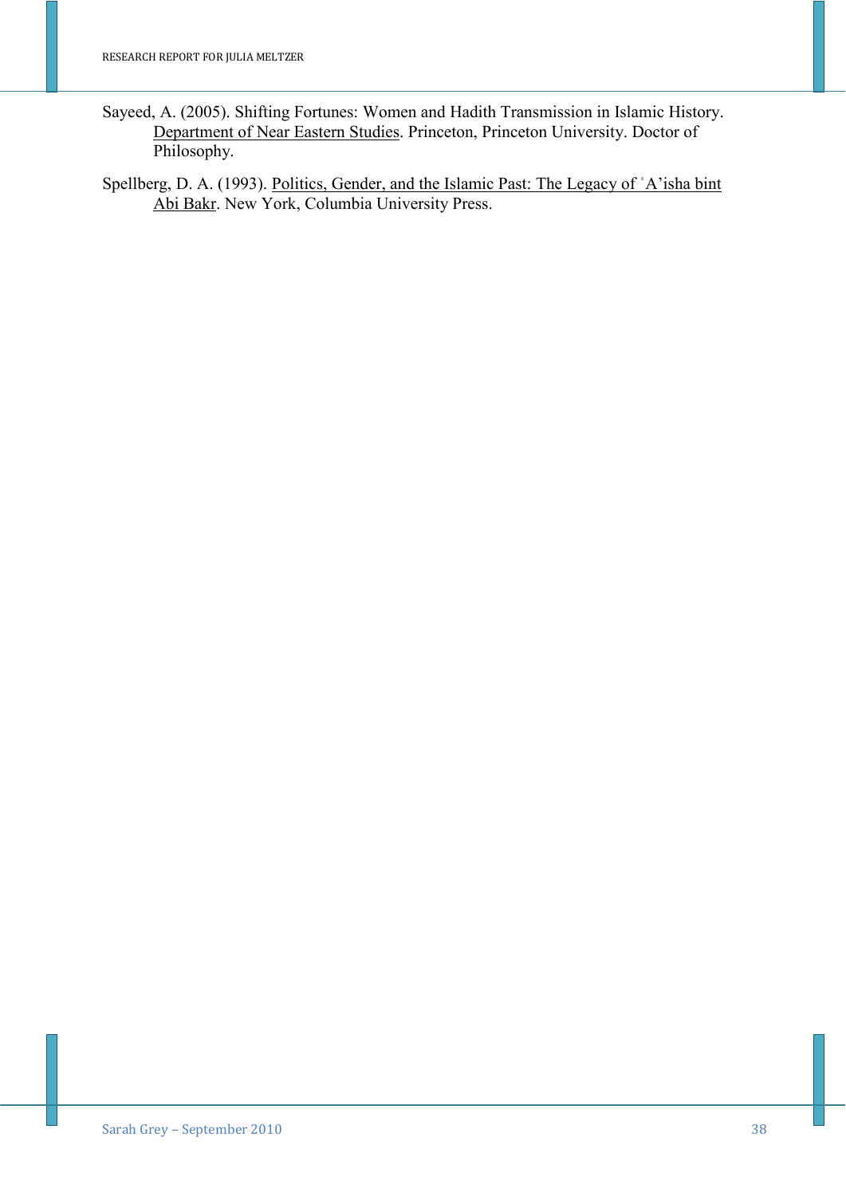Sayeed, A. (2005). Shifting Fortunes: Women and Hadith Transmission in Islamic History. Department of Near Eastern Studies. Princeton, Princeton University. Doctor of Philosophy.

Spellberg, D. A. (1993). Politics, Gender, and the Islamic Past: The Legacy of ʿA'isha bint Abi Bakr. New York, Columbia University Press.